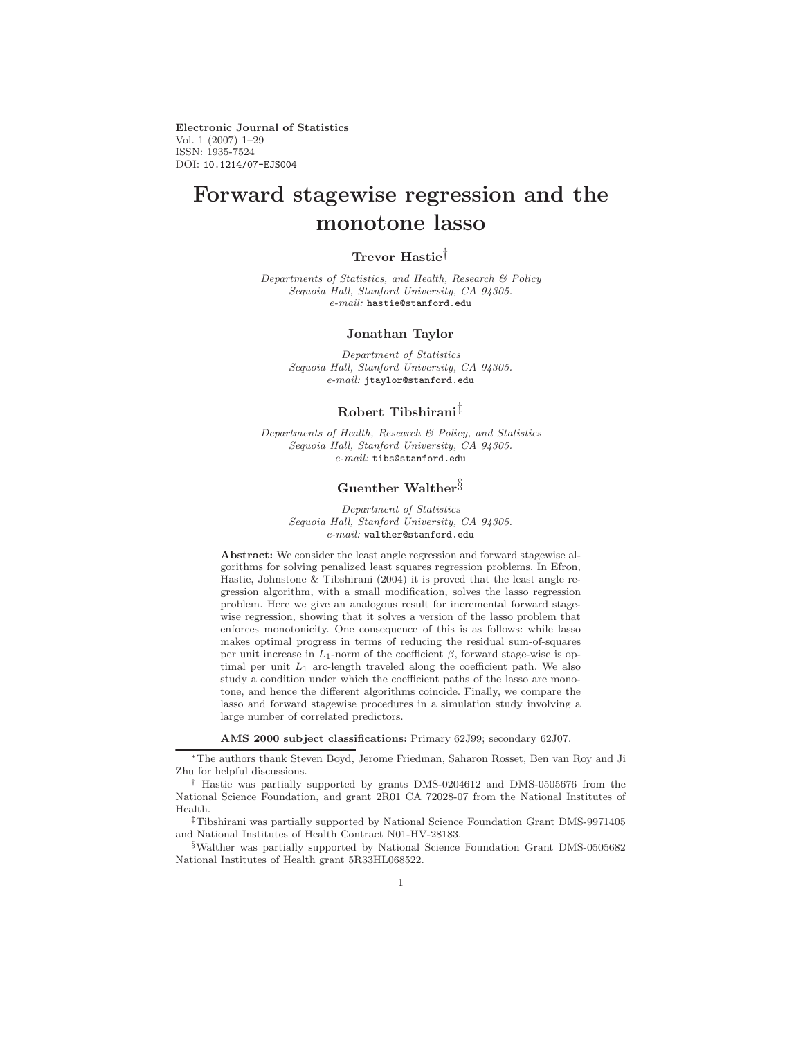**Electronic Journal of Statistics**
Vol. 1 (2007) 1–29
ISSN: 1935-7524
DOI: 10.1214/07-EJS004

# Forward stagewise regression and the monotone lasso

## Trevor Hastie[†]

*Departments of Statistics, and Health, Research & Policy*
*Sequoia Hall, Stanford University, CA 94305.*
*e-mail:* hastie@stanford.edu

## Jonathan Taylor

*Department of Statistics*
*Sequoia Hall, Stanford University, CA 94305.*
*e-mail:* jtaylor@stanford.edu

## Robert Tibshirani[‡]

*Departments of Health, Research & Policy, and Statistics*
*Sequoia Hall, Stanford University, CA 94305.*
*e-mail:* tibs@stanford.edu

## Guenther Walther[§]

*Department of Statistics*
*Sequoia Hall, Stanford University, CA 94305.*
*e-mail:* walther@stanford.edu

**Abstract:** We consider the least angle regression and forward stagewise algorithms for solving penalized least squares regression problems. In Efron, Hastie, Johnstone & Tibshirani (2004) it is proved that the least angle regression algorithm, with a small modification, solves the lasso regression problem. Here we give an analogous result for incremental forward stagewise regression, showing that it solves a version of the lasso problem that enforces monotonicity. One consequence of this is as follows: while lasso makes optimal progress in terms of reducing the residual sum-of-squares per unit increase in $L_1$-norm of the coefficient $\beta$, forward stage-wise is optimal per unit $L_1$ arc-length traveled along the coefficient path. We also study a condition under which the coefficient paths of the lasso are monotone, and hence the different algorithms coincide. Finally, we compare the lasso and forward stagewise procedures in a simulation study involving a large number of correlated predictors.

**AMS 2000 subject classifications:** Primary 62J99; secondary 62J07.

---

[*]The authors thank Steven Boyd, Jerome Friedman, Saharon Rosset, Ben van Roy and Ji Zhu for helpful discussions.

[†] Hastie was partially supported by grants DMS-0204612 and DMS-0505676 from the National Science Foundation, and grant 2R01 CA 72028-07 from the National Institutes of Health.

[‡]Tibshirani was partially supported by National Science Foundation Grant DMS-9971405 and National Institutes of Health Contract N01-HV-28183.

[§]Walther was partially supported by National Science Foundation Grant DMS-0505682 National Institutes of Health grant 5R33HL068522.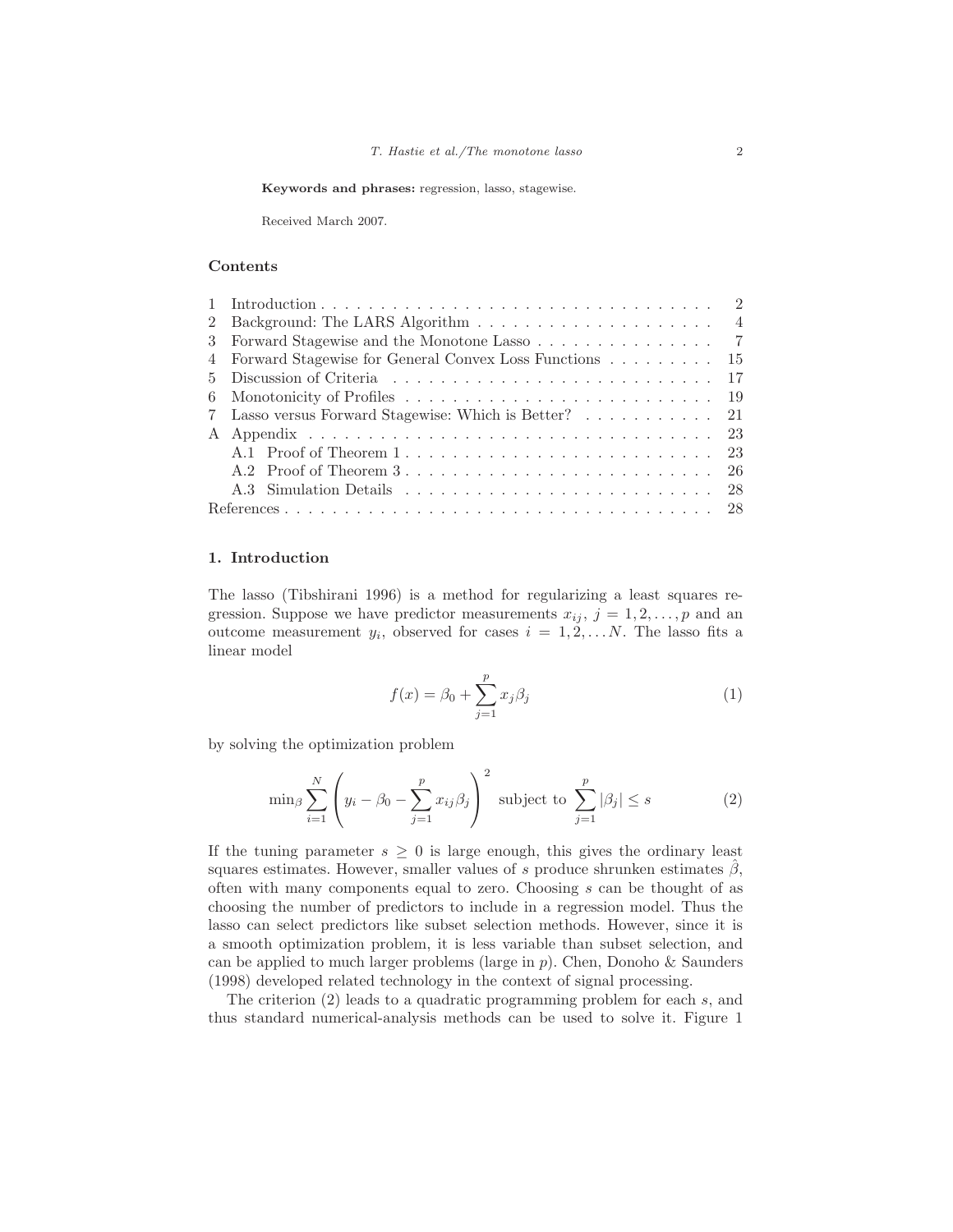**Keywords and phrases:** regression, lasso, stagewise.

Received March 2007.

### Contents

| | | |
|---|---|---|
| 1 | Introduction | 2 |
| 2 | Background: The LARS Algorithm | 4 |
| 3 | Forward Stagewise and the Monotone Lasso | 7 |
| 4 | Forward Stagewise for General Convex Loss Functions | 15 |
| 5 | Discussion of Criteria | 17 |
| 6 | Monotonicity of Profiles | 19 |
| 7 | Lasso versus Forward Stagewise: Which is Better? | 21 |
| A | Appendix | 23 |
| | A.1 Proof of Theorem 1 | 23 |
| | A.2 Proof of Theorem 3 | 26 |
| | A.3 Simulation Details | 28 |
| References | | 28 |

## 1. Introduction

The lasso (Tibshirani 1996) is a method for regularizing a least squares regression. Suppose we have predictor measurements $x_{ij}$, $j = 1, 2, \ldots, p$ and an outcome measurement $y_i$, observed for cases $i = 1, 2, \ldots N$. The lasso fits a linear model

$$f(x) = \beta_0 + \sum_{j=1}^{p} x_j \beta_j \tag{1}$$

by solving the optimization problem

$$\min_\beta \sum_{i=1}^{N} \left( y_i - \beta_0 - \sum_{j=1}^{p} x_{ij}\beta_j \right)^2 \text{ subject to } \sum_{j=1}^{p} |\beta_j| \leq s \tag{2}$$

If the tuning parameter $s \geq 0$ is large enough, this gives the ordinary least squares estimates. However, smaller values of $s$ produce shrunken estimates $\hat{\beta}$, often with many components equal to zero. Choosing $s$ can be thought of as choosing the number of predictors to include in a regression model. Thus the lasso can select predictors like subset selection methods. However, since it is a smooth optimization problem, it is less variable than subset selection, and can be applied to much larger problems (large in $p$). Chen, Donoho & Saunders (1998) developed related technology in the context of signal processing.

The criterion (2) leads to a quadratic programming problem for each $s$, and thus standard numerical-analysis methods can be used to solve it. Figure 1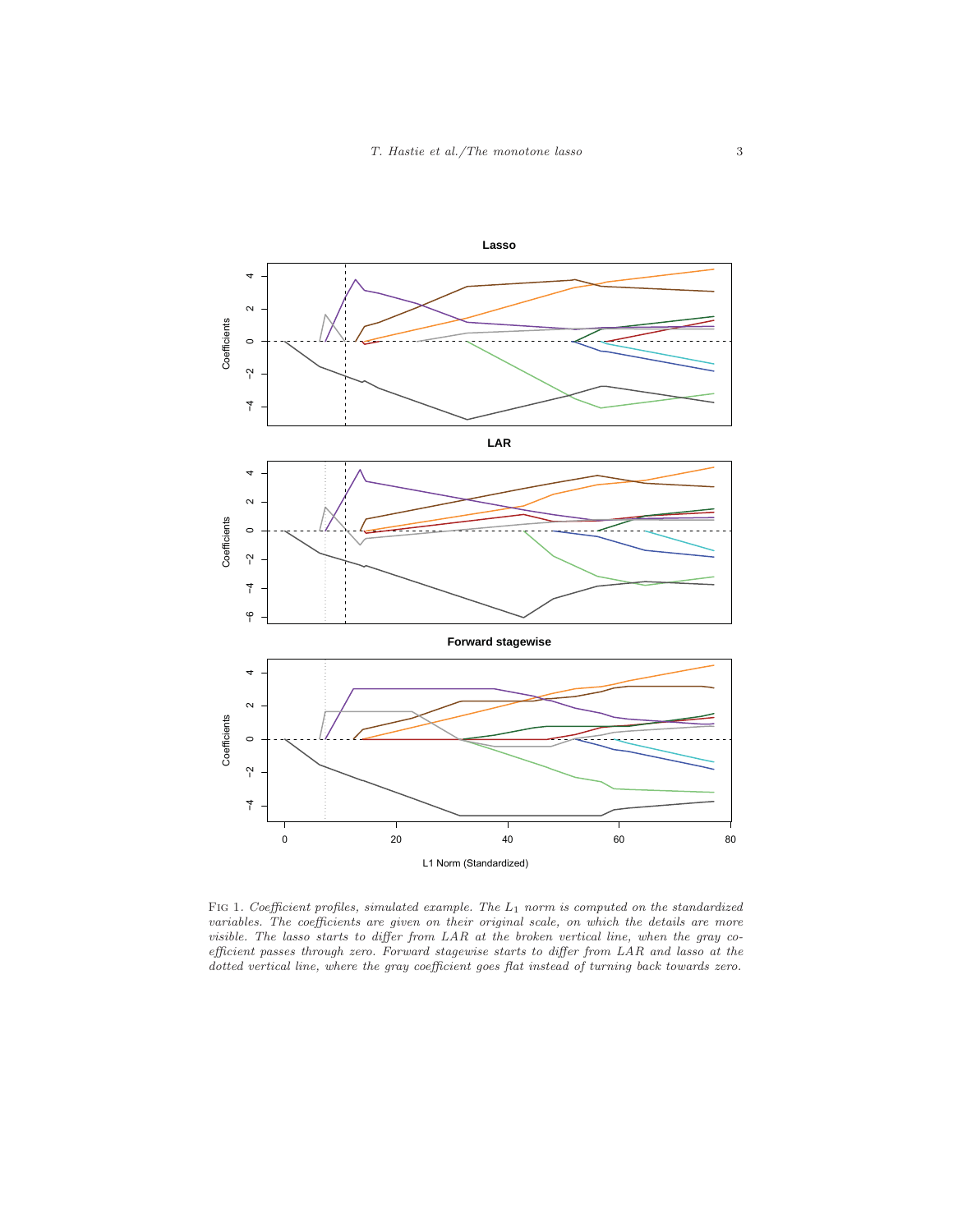Fig 1. *Coefficient profiles, simulated example. The $L_1$ norm is computed on the standardized variables. The coefficients are given on their original scale, on which the details are more visible. The lasso starts to differ from LAR at the broken vertical line, when the gray coefficient passes through zero. Forward stagewise starts to differ from LAR and lasso at the dotted vertical line, where the gray coefficient goes flat instead of turning back towards zero.*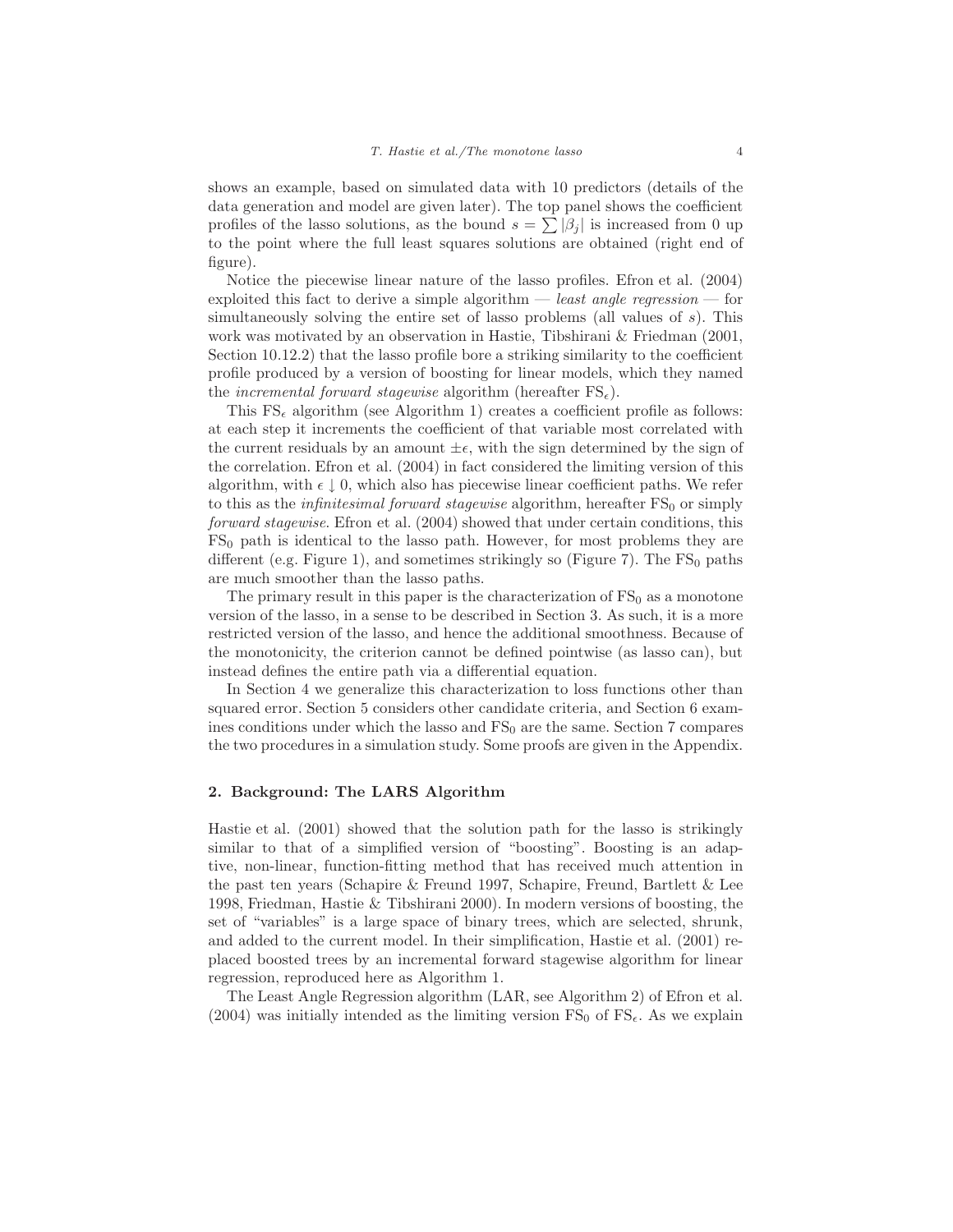shows an example, based on simulated data with 10 predictors (details of the data generation and model are given later). The top panel shows the coefficient profiles of the lasso solutions, as the bound $s = \sum |\beta_j|$ is increased from 0 up to the point where the full least squares solutions are obtained (right end of figure).

Notice the piecewise linear nature of the lasso profiles. Efron et al. (2004) exploited this fact to derive a simple algorithm — *least angle regression* — for simultaneously solving the entire set of lasso problems (all values of $s$). This work was motivated by an observation in Hastie, Tibshirani & Friedman (2001, Section 10.12.2) that the lasso profile bore a striking similarity to the coefficient profile produced by a version of boosting for linear models, which they named the *incremental forward stagewise* algorithm (hereafter $\text{FS}_\epsilon$).

This $\text{FS}_\epsilon$ algorithm (see Algorithm 1) creates a coefficient profile as follows: at each step it increments the coefficient of that variable most correlated with the current residuals by an amount $\pm\epsilon$, with the sign determined by the sign of the correlation. Efron et al. (2004) in fact considered the limiting version of this algorithm, with $\epsilon \downarrow 0$, which also has piecewise linear coefficient paths. We refer to this as the *infinitesimal forward stagewise* algorithm, hereafter $\text{FS}_0$ or simply *forward stagewise*. Efron et al. (2004) showed that under certain conditions, this $\text{FS}_0$ path is identical to the lasso path. However, for most problems they are different (e.g. Figure 1), and sometimes strikingly so (Figure 7). The $\text{FS}_0$ paths are much smoother than the lasso paths.

The primary result in this paper is the characterization of $\text{FS}_0$ as a monotone version of the lasso, in a sense to be described in Section 3. As such, it is a more restricted version of the lasso, and hence the additional smoothness. Because of the monotonicity, the criterion cannot be defined pointwise (as lasso can), but instead defines the entire path via a differential equation.

In Section 4 we generalize this characterization to loss functions other than squared error. Section 5 considers other candidate criteria, and Section 6 examines conditions under which the lasso and $\text{FS}_0$ are the same. Section 7 compares the two procedures in a simulation study. Some proofs are given in the Appendix.

## 2. Background: The LARS Algorithm

Hastie et al. (2001) showed that the solution path for the lasso is strikingly similar to that of a simplified version of "boosting". Boosting is an adaptive, non-linear, function-fitting method that has received much attention in the past ten years (Schapire & Freund 1997, Schapire, Freund, Bartlett & Lee 1998, Friedman, Hastie & Tibshirani 2000). In modern versions of boosting, the set of "variables" is a large space of binary trees, which are selected, shrunk, and added to the current model. In their simplification, Hastie et al. (2001) replaced boosted trees by an incremental forward stagewise algorithm for linear regression, reproduced here as Algorithm 1.

The Least Angle Regression algorithm (LAR, see Algorithm 2) of Efron et al. (2004) was initially intended as the limiting version $\text{FS}_0$ of $\text{FS}_\epsilon$. As we explain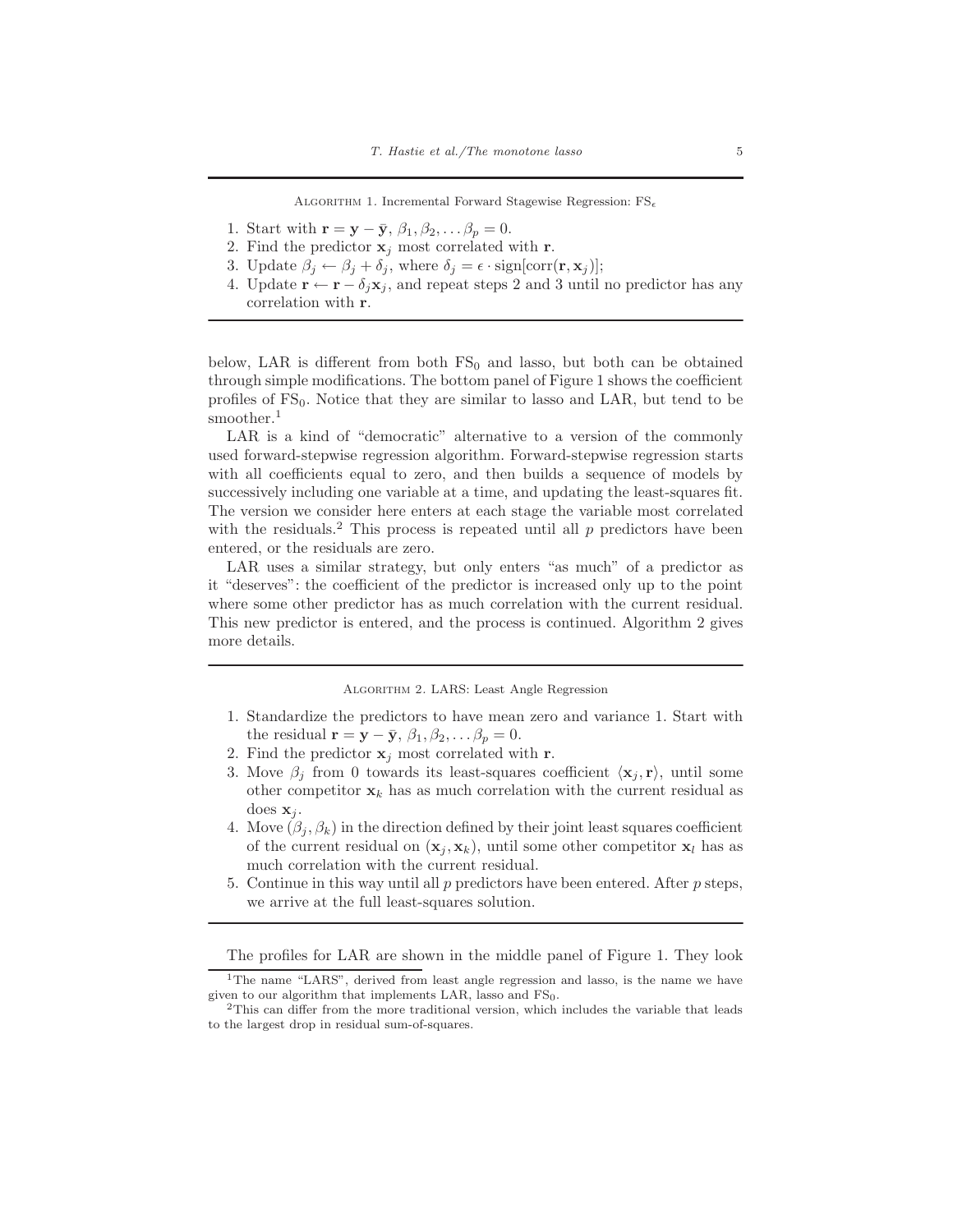Algorithm 1. Incremental Forward Stagewise Regression: $\mathrm{FS}_\epsilon$

1. Start with $\mathbf{r} = \mathbf{y} - \bar{\mathbf{y}}$, $\beta_1, \beta_2, \dots \beta_p = 0$.
2. Find the predictor $\mathbf{x}_j$ most correlated with $\mathbf{r}$.
3. Update $\beta_j \leftarrow \beta_j + \delta_j$, where $\delta_j = \epsilon \cdot \mathrm{sign}[\mathrm{corr}(\mathbf{r}, \mathbf{x}_j)]$;
4. Update $\mathbf{r} \leftarrow \mathbf{r} - \delta_j \mathbf{x}_j$, and repeat steps 2 and 3 until no predictor has any correlation with $\mathbf{r}$.

below, LAR is different from both $\mathrm{FS}_0$ and lasso, but both can be obtained through simple modifications. The bottom panel of Figure 1 shows the coefficient profiles of $\mathrm{FS}_0$. Notice that they are similar to lasso and LAR, but tend to be smoother.[1]

LAR is a kind of "democratic" alternative to a version of the commonly used forward-stepwise regression algorithm. Forward-stepwise regression starts with all coefficients equal to zero, and then builds a sequence of models by successively including one variable at a time, and updating the least-squares fit. The version we consider here enters at each stage the variable most correlated with the residuals.[2] This process is repeated until all $p$ predictors have been entered, or the residuals are zero.

LAR uses a similar strategy, but only enters "as much" of a predictor as it "deserves": the coefficient of the predictor is increased only up to the point where some other predictor has as much correlation with the current residual. This new predictor is entered, and the process is continued. Algorithm 2 gives more details.

Algorithm 2. LARS: Least Angle Regression

1. Standardize the predictors to have mean zero and variance 1. Start with the residual $\mathbf{r} = \mathbf{y} - \bar{\mathbf{y}}$, $\beta_1, \beta_2, \dots \beta_p = 0$.
2. Find the predictor $\mathbf{x}_j$ most correlated with $\mathbf{r}$.
3. Move $\beta_j$ from 0 towards its least-squares coefficient $\langle \mathbf{x}_j, \mathbf{r} \rangle$, until some other competitor $\mathbf{x}_k$ has as much correlation with the current residual as does $\mathbf{x}_j$.
4. Move $(\beta_j, \beta_k)$ in the direction defined by their joint least squares coefficient of the current residual on $(\mathbf{x}_j, \mathbf{x}_k)$, until some other competitor $\mathbf{x}_l$ has as much correlation with the current residual.
5. Continue in this way until all $p$ predictors have been entered. After $p$ steps, we arrive at the full least-squares solution.

The profiles for LAR are shown in the middle panel of Figure 1. They look

[1] The name "LARS", derived from least angle regression and lasso, is the name we have given to our algorithm that implements LAR, lasso and $\mathrm{FS}_0$.

[2] This can differ from the more traditional version, which includes the variable that leads to the largest drop in residual sum-of-squares.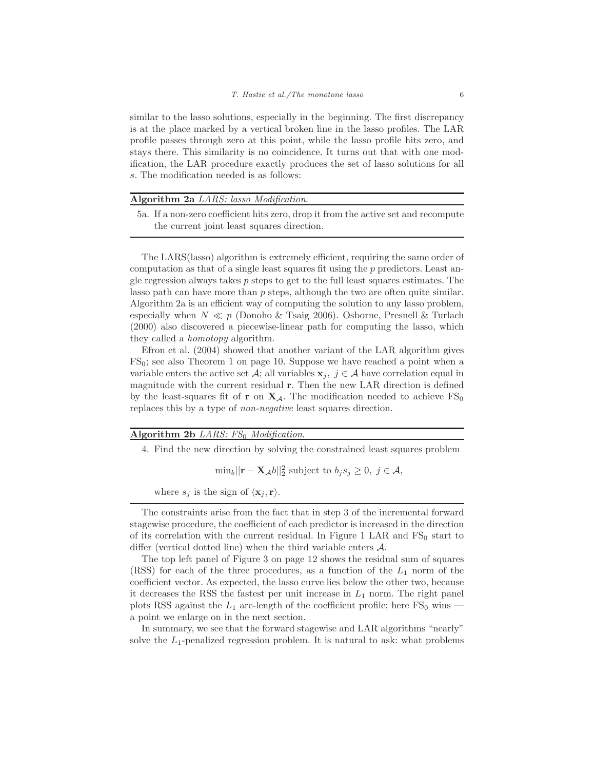similar to the lasso solutions, especially in the beginning. The first discrepancy is at the place marked by a vertical broken line in the lasso profiles. The LAR profile passes through zero at this point, while the lasso profile hits zero, and stays there. This similarity is no coincidence. It turns out that with one modification, the LAR procedure exactly produces the set of lasso solutions for all $s$. The modification needed is as follows:

---

**Algorithm 2a** *LARS: lasso Modification.*

5a. If a non-zero coefficient hits zero, drop it from the active set and recompute the current joint least squares direction.

---

The LARS(lasso) algorithm is extremely efficient, requiring the same order of computation as that of a single least squares fit using the $p$ predictors. Least angle regression always takes $p$ steps to get to the full least squares estimates. The lasso path can have more than $p$ steps, although the two are often quite similar. Algorithm 2a is an efficient way of computing the solution to any lasso problem, especially when $N \ll p$ (Donoho & Tsaig 2006). Osborne, Presnell & Turlach (2000) also discovered a piecewise-linear path for computing the lasso, which they called a *homotopy* algorithm.

Efron et al. (2004) showed that another variant of the LAR algorithm gives $\text{FS}_0$; see also Theorem 1 on page 10. Suppose we have reached a point when a variable enters the active set $\mathcal{A}$; all variables $\mathbf{x}_j,\ j \in \mathcal{A}$ have correlation equal in magnitude with the current residual $\mathbf{r}$. Then the new LAR direction is defined by the least-squares fit of $\mathbf{r}$ on $\mathbf{X}_\mathcal{A}$. The modification needed to achieve $\text{FS}_0$ replaces this by a type of *non-negative* least squares direction.

---

**Algorithm 2b** *LARS: $FS_0$ Modification.*

4. Find the new direction by solving the constrained least squares problem

$$\min_b ||\mathbf{r} - \mathbf{X}_\mathcal{A} b||_2^2 \text{ subject to } b_j s_j \geq 0,\ j \in \mathcal{A},$$

where $s_j$ is the sign of $\langle \mathbf{x}_j, \mathbf{r} \rangle$.

---

The constraints arise from the fact that in step 3 of the incremental forward stagewise procedure, the coefficient of each predictor is increased in the direction of its correlation with the current residual. In Figure 1 LAR and $\text{FS}_0$ start to differ (vertical dotted line) when the third variable enters $\mathcal{A}$.

The top left panel of Figure 3 on page 12 shows the residual sum of squares (RSS) for each of the three procedures, as a function of the $L_1$ norm of the coefficient vector. As expected, the lasso curve lies below the other two, because it decreases the RSS the fastest per unit increase in $L_1$ norm. The right panel plots RSS against the $L_1$ arc-length of the coefficient profile; here $\text{FS}_0$ wins — a point we enlarge on in the next section.

In summary, we see that the forward stagewise and LAR algorithms "nearly" solve the $L_1$-penalized regression problem. It is natural to ask: what problems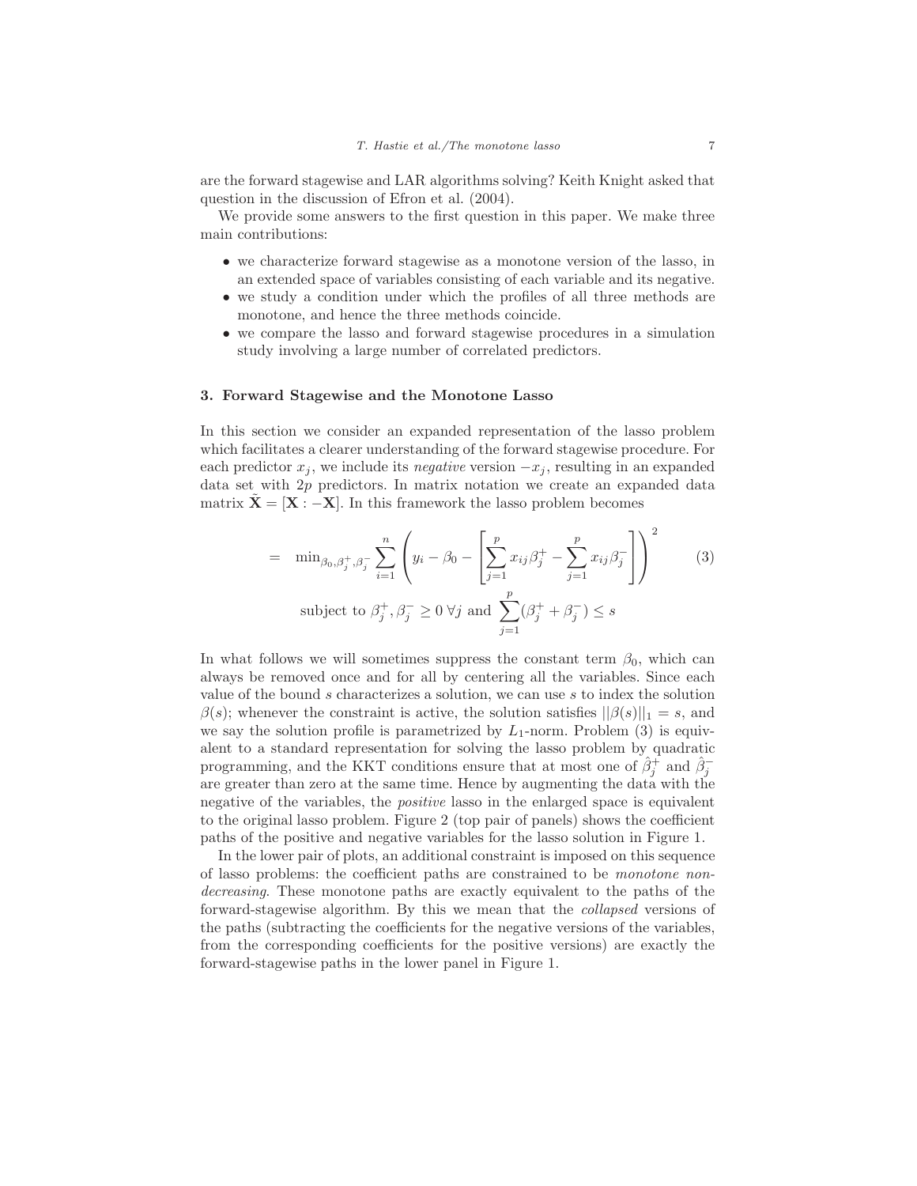are the forward stagewise and LAR algorithms solving? Keith Knight asked that question in the discussion of Efron et al. (2004).

We provide some answers to the first question in this paper. We make three main contributions:

- we characterize forward stagewise as a monotone version of the lasso, in an extended space of variables consisting of each variable and its negative.
- we study a condition under which the profiles of all three methods are monotone, and hence the three methods coincide.
- we compare the lasso and forward stagewise procedures in a simulation study involving a large number of correlated predictors.

## 3. Forward Stagewise and the Monotone Lasso

In this section we consider an expanded representation of the lasso problem which facilitates a clearer understanding of the forward stagewise procedure. For each predictor $x_j$, we include its *negative* version $-x_j$, resulting in an expanded data set with $2p$ predictors. In matrix notation we create an expanded data matrix $\tilde{\mathbf{X}} = [\mathbf{X} : -\mathbf{X}]$. In this framework the lasso problem becomes

$$= \quad \min_{\beta_0, \beta_j^+, \beta_j^-} \sum_{i=1}^{n} \left( y_i - \beta_0 - \left[ \sum_{j=1}^{p} x_{ij}\beta_j^+ - \sum_{j=1}^{p} x_{ij}\beta_j^- \right] \right)^2 \qquad (3)$$

$$\text{subject to } \beta_j^+, \beta_j^- \geq 0 \ \forall j \text{ and } \sum_{j=1}^{p} (\beta_j^+ + \beta_j^-) \leq s$$

In what follows we will sometimes suppress the constant term $\beta_0$, which can always be removed once and for all by centering all the variables. Since each value of the bound $s$ characterizes a solution, we can use $s$ to index the solution $\beta(s)$; whenever the constraint is active, the solution satisfies $||\beta(s)||_1 = s$, and we say the solution profile is parametrized by $L_1$-norm. Problem (3) is equivalent to a standard representation for solving the lasso problem by quadratic programming, and the KKT conditions ensure that at most one of $\hat{\beta}_j^+$ and $\hat{\beta}_j^-$ are greater than zero at the same time. Hence by augmenting the data with the negative of the variables, the *positive* lasso in the enlarged space is equivalent to the original lasso problem. Figure 2 (top pair of panels) shows the coefficient paths of the positive and negative variables for the lasso solution in Figure 1.

In the lower pair of plots, an additional constraint is imposed on this sequence of lasso problems: the coefficient paths are constrained to be *monotone non-decreasing*. These monotone paths are exactly equivalent to the paths of the forward-stagewise algorithm. By this we mean that the *collapsed* versions of the paths (subtracting the coefficients for the negative versions of the variables, from the corresponding coefficients for the positive versions) are exactly the forward-stagewise paths in the lower panel in Figure 1.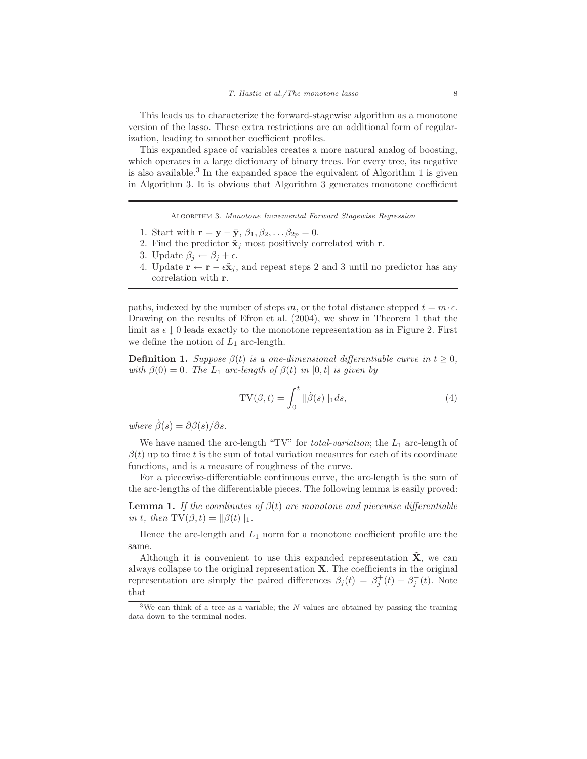This leads us to characterize the forward-stagewise algorithm as a monotone version of the lasso. These extra restrictions are an additional form of regularization, leading to smoother coefficient profiles.

This expanded space of variables creates a more natural analog of boosting, which operates in a large dictionary of binary trees. For every tree, its negative is also available.[3] In the expanded space the equivalent of Algorithm 1 is given in Algorithm 3. It is obvious that Algorithm 3 generates monotone coefficient

---

Algorithm 3. *Monotone Incremental Forward Stagewise Regression*

1. Start with $\mathbf{r} = \mathbf{y} - \bar{\mathbf{y}}$, $\beta_1, \beta_2, \ldots \beta_{2p} = 0$.
2. Find the predictor $\tilde{\mathbf{x}}_j$ most positively correlated with $\mathbf{r}$.
3. Update $\beta_j \leftarrow \beta_j + \epsilon$.
4. Update $\mathbf{r} \leftarrow \mathbf{r} - \epsilon \tilde{\mathbf{x}}_j$, and repeat steps 2 and 3 until no predictor has any correlation with $\mathbf{r}$.

---

paths, indexed by the number of steps $m$, or the total distance stepped $t = m \cdot \epsilon$. Drawing on the results of Efron et al. (2004), we show in Theorem 1 that the limit as $\epsilon \downarrow 0$ leads exactly to the monotone representation as in Figure 2. First we define the notion of $L_1$ arc-length.

**Definition 1.** *Suppose $\beta(t)$ is a one-dimensional differentiable curve in $t \geq 0$, with $\beta(0) = 0$. The $L_1$ arc-length of $\beta(t)$ in $[0, t]$ is given by*

$$\mathrm{TV}(\beta, t) = \int_0^t ||\dot{\beta}(s)||_1 ds, \tag{4}$$

*where $\dot{\beta}(s) = \partial\beta(s)/\partial s$.*

We have named the arc-length "TV" for *total-variation*; the $L_1$ arc-length of $\beta(t)$ up to time $t$ is the sum of total variation measures for each of its coordinate functions, and is a measure of roughness of the curve.

For a piecewise-differentiable continuous curve, the arc-length is the sum of the arc-lengths of the differentiable pieces. The following lemma is easily proved:

**Lemma 1.** *If the coordinates of $\beta(t)$ are monotone and piecewise differentiable in $t$, then $\mathrm{TV}(\beta, t) = ||\beta(t)||_1$.*

Hence the arc-length and $L_1$ norm for a monotone coefficient profile are the same.

Although it is convenient to use this expanded representation $\tilde{\mathbf{X}}$, we can always collapse to the original representation $\mathbf{X}$. The coefficients in the original representation are simply the paired differences $\beta_j(t) = \beta_j^+(t) - \beta_j^-(t)$. Note that

[3] We can think of a tree as a variable; the $N$ values are obtained by passing the training data down to the terminal nodes.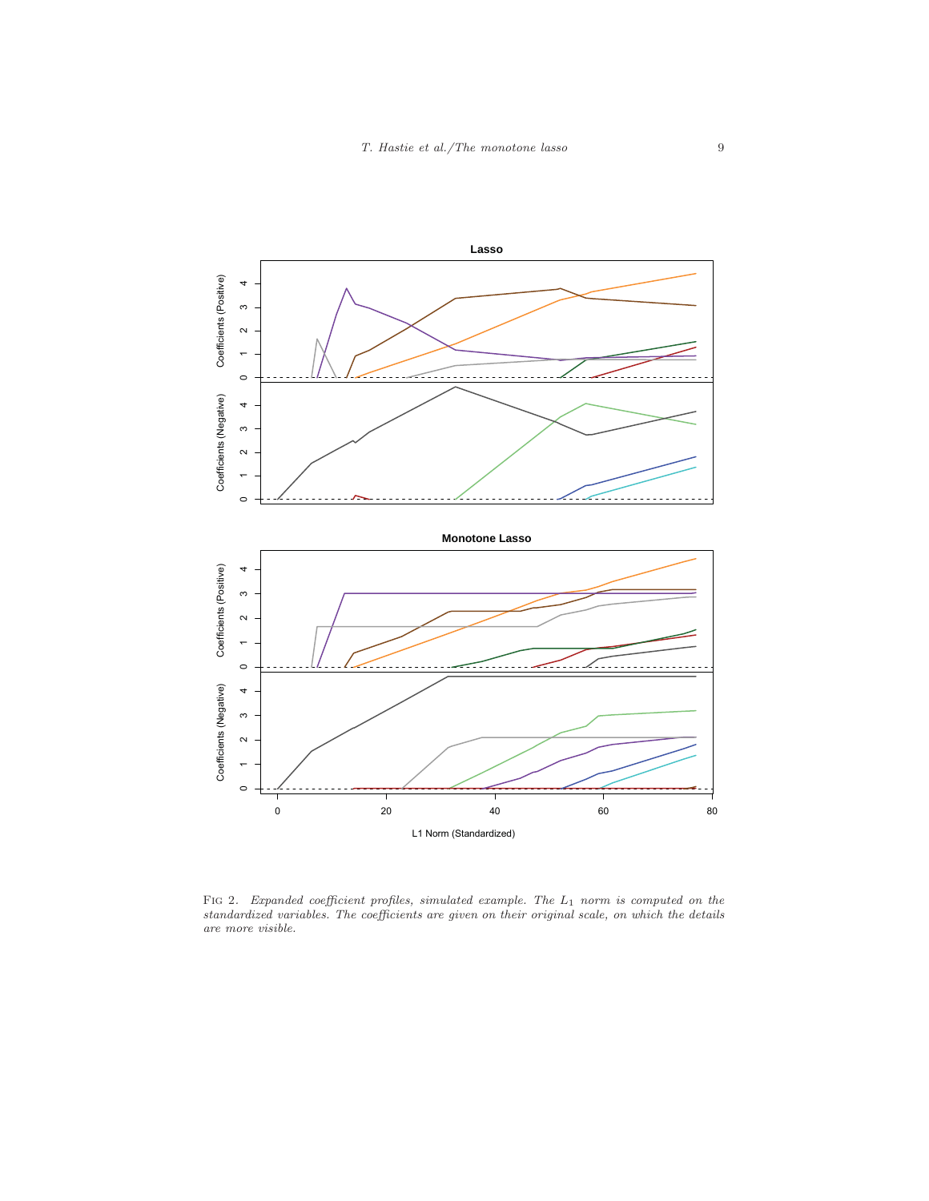Fig 2. *Expanded coefficient profiles, simulated example. The $L_1$ norm is computed on the standardized variables. The coefficients are given on their original scale, on which the details are more visible.*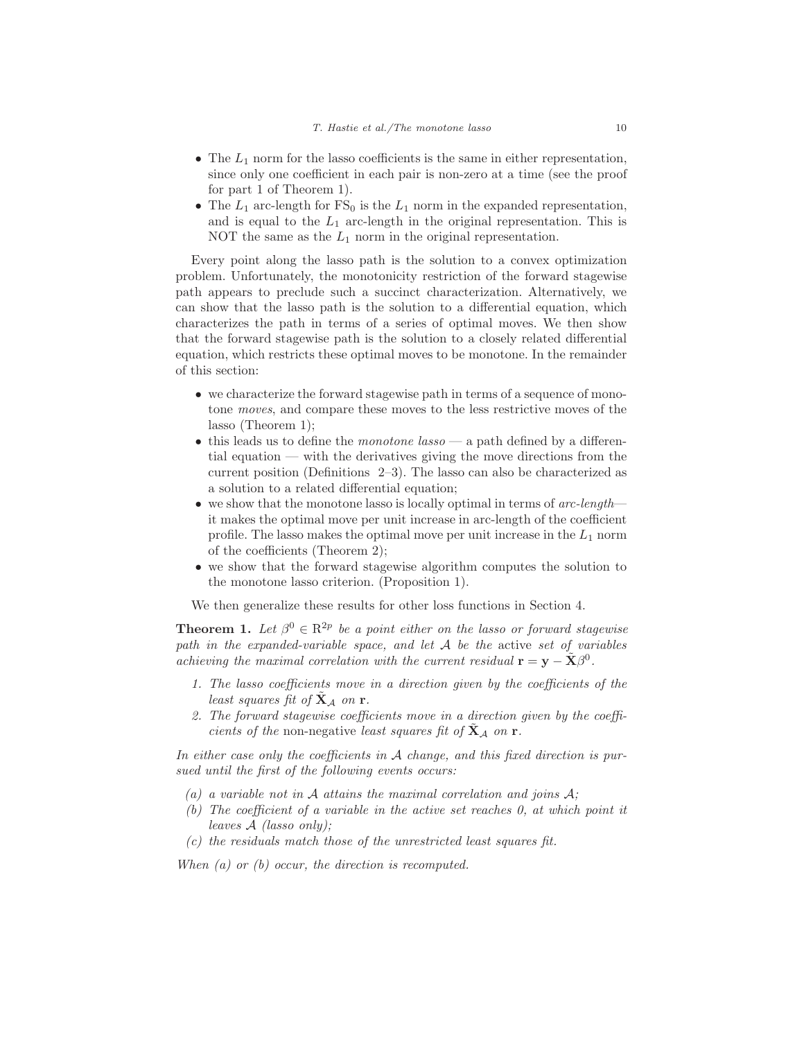- The $L_1$ norm for the lasso coefficients is the same in either representation, since only one coefficient in each pair is non-zero at a time (see the proof for part 1 of Theorem 1).
- The $L_1$ arc-length for $\text{FS}_0$ is the $L_1$ norm in the expanded representation, and is equal to the $L_1$ arc-length in the original representation. This is NOT the same as the $L_1$ norm in the original representation.

Every point along the lasso path is the solution to a convex optimization problem. Unfortunately, the monotonicity restriction of the forward stagewise path appears to preclude such a succinct characterization. Alternatively, we can show that the lasso path is the solution to a differential equation, which characterizes the path in terms of a series of optimal moves. We then show that the forward stagewise path is the solution to a closely related differential equation, which restricts these optimal moves to be monotone. In the remainder of this section:

- we characterize the forward stagewise path in terms of a sequence of monotone *moves*, and compare these moves to the less restrictive moves of the lasso (Theorem 1);
- this leads us to define the *monotone lasso* — a path defined by a differential equation — with the derivatives giving the move directions from the current position (Definitions 2–3). The lasso can also be characterized as a solution to a related differential equation;
- we show that the monotone lasso is locally optimal in terms of *arc-length*— it makes the optimal move per unit increase in arc-length of the coefficient profile. The lasso makes the optimal move per unit increase in the $L_1$ norm of the coefficients (Theorem 2);
- we show that the forward stagewise algorithm computes the solution to the monotone lasso criterion. (Proposition 1).

We then generalize these results for other loss functions in Section 4.

**Theorem 1.** *Let $\beta^0 \in \mathrm{R}^{2p}$ be a point either on the lasso or forward stagewise path in the expanded-variable space, and let $\mathcal{A}$ be the* active *set of variables achieving the maximal correlation with the current residual $\mathbf{r} = \mathbf{y} - \tilde{\mathbf{X}}\beta^0$.*

1. *The lasso coefficients move in a direction given by the coefficients of the least squares fit of $\tilde{\mathbf{X}}_{\mathcal{A}}$ on $\mathbf{r}$.*
2. *The forward stagewise coefficients move in a direction given by the coefficients of the* non-negative *least squares fit of $\tilde{\mathbf{X}}_{\mathcal{A}}$ on $\mathbf{r}$.*

*In either case only the coefficients in $\mathcal{A}$ change, and this fixed direction is pursued until the first of the following events occurs:*

*(a) a variable not in $\mathcal{A}$ attains the maximal correlation and joins $\mathcal{A}$;*
*(b) The coefficient of a variable in the active set reaches 0, at which point it leaves $\mathcal{A}$ (lasso only);*
*(c) the residuals match those of the unrestricted least squares fit.*

*When (a) or (b) occur, the direction is recomputed.*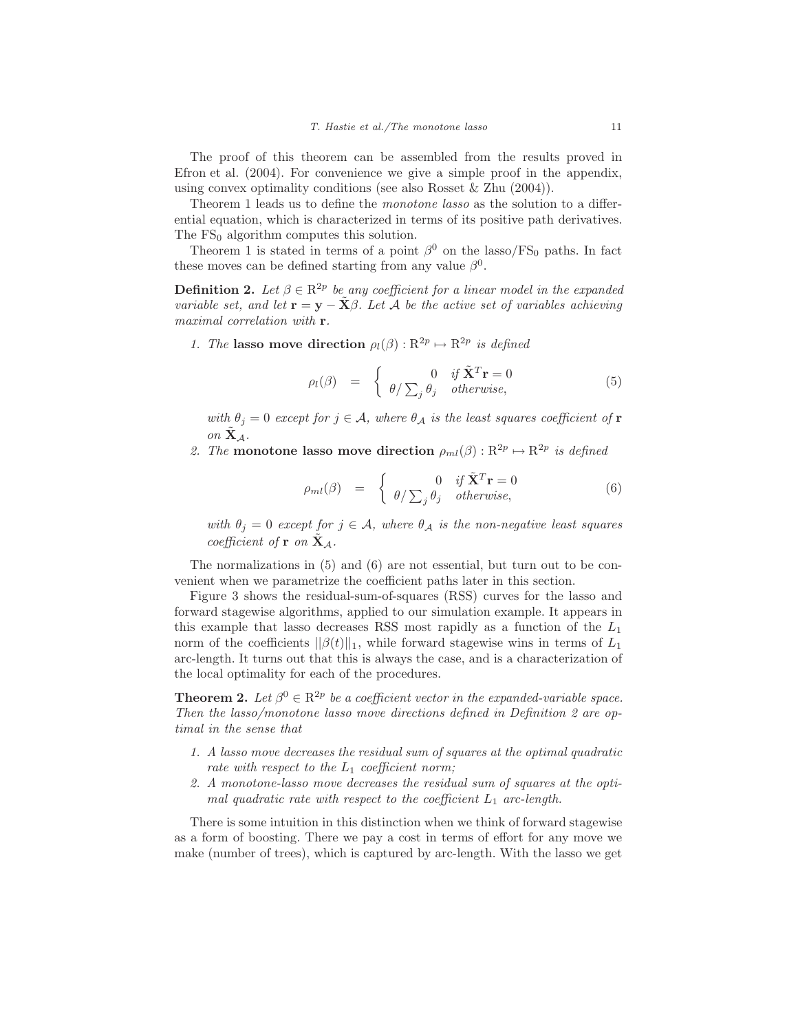The proof of this theorem can be assembled from the results proved in Efron et al. (2004). For convenience we give a simple proof in the appendix, using convex optimality conditions (see also Rosset & Zhu (2004)).

Theorem 1 leads us to define the *monotone lasso* as the solution to a differential equation, which is characterized in terms of its positive path derivatives. The $\text{FS}_0$ algorithm computes this solution.

Theorem 1 is stated in terms of a point $\beta^0$ on the lasso/$\text{FS}_0$ paths. In fact these moves can be defined starting from any value $\beta^0$.

**Definition 2.** *Let $\beta \in \mathrm{R}^{2p}$ be any coefficient for a linear model in the expanded variable set, and let $\mathbf{r} = \mathbf{y} - \tilde{\mathbf{X}}\beta$. Let $\mathcal{A}$ be the active set of variables achieving maximal correlation with $\mathbf{r}$.*

1. *The* **lasso move direction** $\rho_l(\beta) : \mathrm{R}^{2p} \mapsto \mathrm{R}^{2p}$ *is defined*

$$\rho_l(\beta) \quad = \quad \begin{cases} 0 & \text{if } \tilde{\mathbf{X}}^T\mathbf{r} = 0 \\ \theta / \sum_j \theta_j & \text{otherwise,} \end{cases} \tag{5}$$

   *with $\theta_j = 0$ except for $j \in \mathcal{A}$, where $\theta_{\mathcal{A}}$ is the least squares coefficient of $\mathbf{r}$ on $\tilde{\mathbf{X}}_{\mathcal{A}}$.*

2. *The* **monotone lasso move direction** $\rho_{ml}(\beta) : \mathrm{R}^{2p} \mapsto \mathrm{R}^{2p}$ *is defined*

$$\rho_{ml}(\beta) \quad = \quad \begin{cases} 0 & \text{if } \tilde{\mathbf{X}}^T\mathbf{r} = 0 \\ \theta / \sum_j \theta_j & \text{otherwise,} \end{cases} \tag{6}$$

   *with $\theta_j = 0$ except for $j \in \mathcal{A}$, where $\theta_{\mathcal{A}}$ is the non-negative least squares coefficient of $\mathbf{r}$ on $\tilde{\mathbf{X}}_{\mathcal{A}}$.*

The normalizations in (5) and (6) are not essential, but turn out to be convenient when we parametrize the coefficient paths later in this section.

Figure 3 shows the residual-sum-of-squares (RSS) curves for the lasso and forward stagewise algorithms, applied to our simulation example. It appears in this example that lasso decreases RSS most rapidly as a function of the $L_1$ norm of the coefficients $||\beta(t)||_1$, while forward stagewise wins in terms of $L_1$ arc-length. It turns out that this is always the case, and is a characterization of the local optimality for each of the procedures.

**Theorem 2.** *Let $\beta^0 \in \mathrm{R}^{2p}$ be a coefficient vector in the expanded-variable space. Then the lasso/monotone lasso move directions defined in Definition 2 are optimal in the sense that*

1. *A lasso move decreases the residual sum of squares at the optimal quadratic rate with respect to the $L_1$ coefficient norm;*
2. *A monotone-lasso move decreases the residual sum of squares at the optimal quadratic rate with respect to the coefficient $L_1$ arc-length.*

There is some intuition in this distinction when we think of forward stagewise as a form of boosting. There we pay a cost in terms of effort for any move we make (number of trees), which is captured by arc-length. With the lasso we get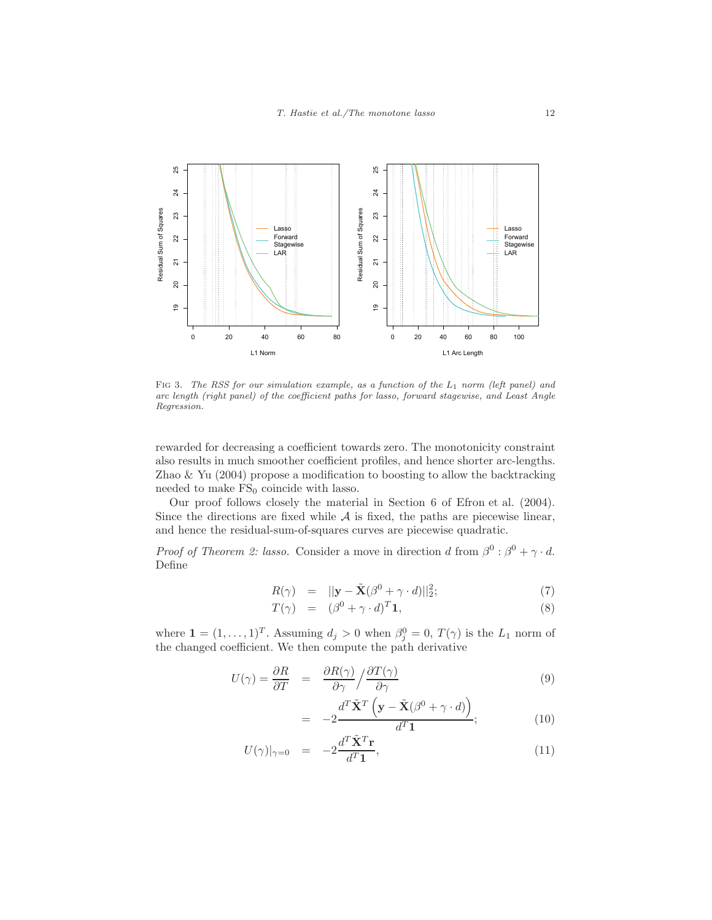FIG 3. *The RSS for our simulation example, as a function of the $L_1$ norm (left panel) and arc length (right panel) of the coefficient paths for lasso, forward stagewise, and Least Angle Regression.*

rewarded for decreasing a coefficient towards zero. The monotonicity constraint also results in much smoother coefficient profiles, and hence shorter arc-lengths. Zhao & Yu (2004) propose a modification to boosting to allow the backtracking needed to make $\text{FS}_0$ coincide with lasso.

Our proof follows closely the material in Section 6 of Efron et al. (2004). Since the directions are fixed while $\mathcal{A}$ is fixed, the paths are piecewise linear, and hence the residual-sum-of-squares curves are piecewise quadratic.

*Proof of Theorem 2: lasso.* Consider a move in direction $d$ from $\beta^0 : \beta^0 + \gamma \cdot d$. Define

$$R(\gamma) = ||\mathbf{y} - \tilde{\mathbf{X}}(\beta^0 + \gamma \cdot d)||_2^2; \tag{7}$$

$$T(\gamma) = (\beta^0 + \gamma \cdot d)^T \mathbf{1}, \tag{8}$$

where $\mathbf{1} = (1, \ldots, 1)^T$. Assuming $d_j > 0$ when $\beta_j^0 = 0$, $T(\gamma)$ is the $L_1$ norm of the changed coefficient. We then compute the path derivative

$$U(\gamma) = \frac{\partial R}{\partial T} = \frac{\partial R(\gamma)}{\partial \gamma} \Big/ \frac{\partial T(\gamma)}{\partial \gamma} \tag{9}$$

$$= -2 \frac{d^T \tilde{\mathbf{X}}^T \left( \mathbf{y} - \tilde{\mathbf{X}}(\beta^0 + \gamma \cdot d) \right)}{d^T \mathbf{1}}; \tag{10}$$

$$U(\gamma)|_{\gamma=0} = -2 \frac{d^T \tilde{\mathbf{X}}^T \mathbf{r}}{d^T \mathbf{1}}, \tag{11}$$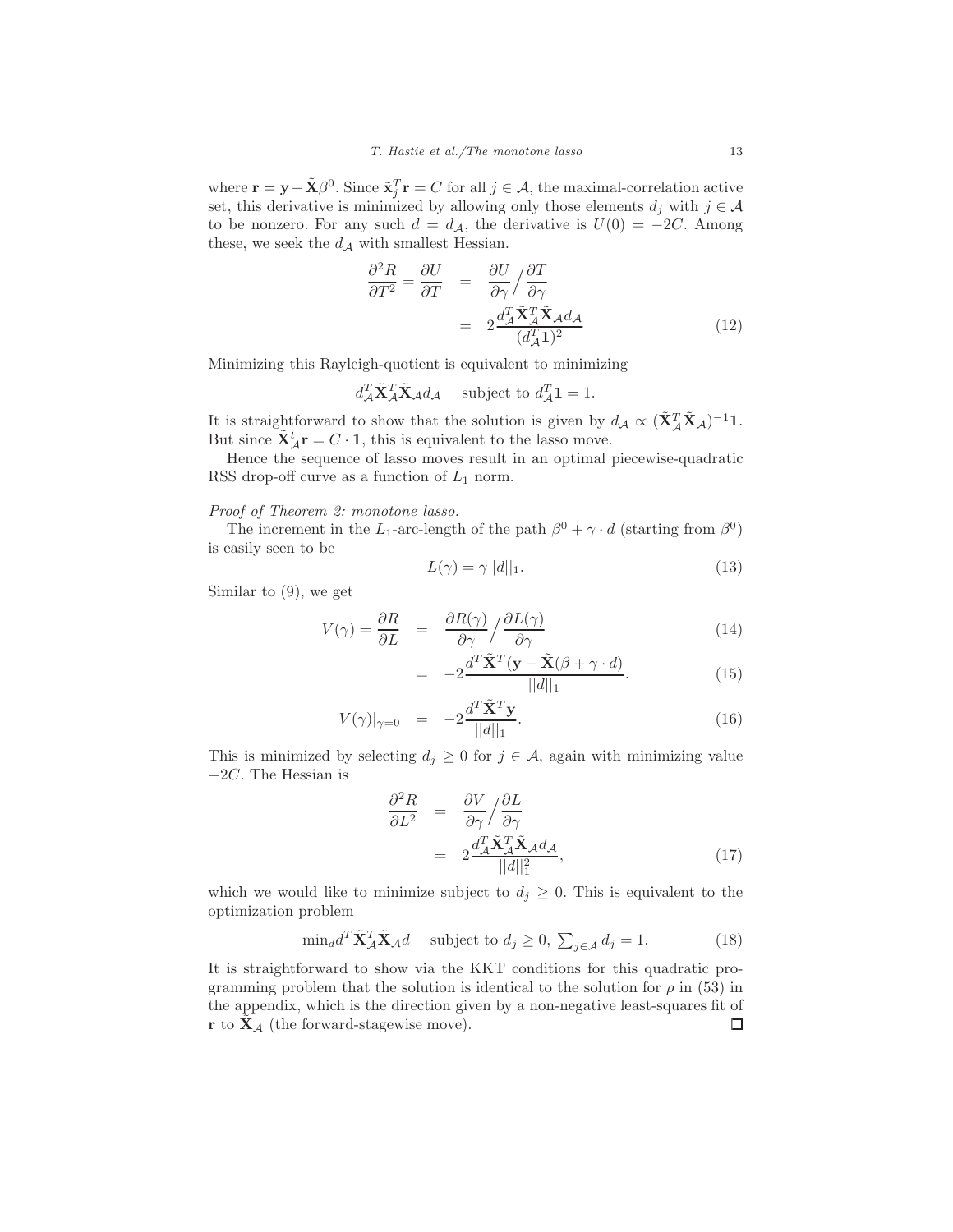where $\mathbf{r} = \mathbf{y} - \tilde{\mathbf{X}}\beta^0$. Since $\tilde{\mathbf{x}}_j^T \mathbf{r} = C$ for all $j \in \mathcal{A}$, the maximal-correlation active set, this derivative is minimized by allowing only those elements $d_j$ with $j \in \mathcal{A}$ to be nonzero. For any such $d = d_{\mathcal{A}}$, the derivative is $U(0) = -2C$. Among these, we seek the $d_{\mathcal{A}}$ with smallest Hessian.

$$
\begin{aligned}
\frac{\partial^2 R}{\partial T^2} = \frac{\partial U}{\partial T} &= \frac{\partial U}{\partial \gamma} \Big/ \frac{\partial T}{\partial \gamma} \\
&= 2\frac{d_{\mathcal{A}}^T \tilde{\mathbf{X}}_{\mathcal{A}}^T \tilde{\mathbf{X}}_{\mathcal{A}} d_{\mathcal{A}}}{(d_{\mathcal{A}}^T \mathbf{1})^2} \qquad (12)
\end{aligned}
$$

Minimizing this Rayleigh-quotient is equivalent to minimizing

$$
d_{\mathcal{A}}^T \tilde{\mathbf{X}}_{\mathcal{A}}^T \tilde{\mathbf{X}}_{\mathcal{A}} d_{\mathcal{A}} \quad \text{subject to } d_{\mathcal{A}}^T \mathbf{1} = 1.
$$

It is straightforward to show that the solution is given by $d_{\mathcal{A}} \propto (\tilde{\mathbf{X}}_{\mathcal{A}}^T \tilde{\mathbf{X}}_{\mathcal{A}})^{-1}\mathbf{1}$. But since $\tilde{\mathbf{X}}_{\mathcal{A}}^t \mathbf{r} = C \cdot \mathbf{1}$, this is equivalent to the lasso move.

Hence the sequence of lasso moves result in an optimal piecewise-quadratic RSS drop-off curve as a function of $L_1$ norm.

*Proof of Theorem 2: monotone lasso.*

The increment in the $L_1$-arc-length of the path $\beta^0 + \gamma \cdot d$ (starting from $\beta^0$) is easily seen to be

$$
L(\gamma) = \gamma ||d||_1. \qquad (13)
$$

Similar to (9), we get

$$
\begin{aligned}
V(\gamma) = \frac{\partial R}{\partial L} &= \frac{\partial R(\gamma)}{\partial \gamma} \Big/ \frac{\partial L(\gamma)}{\partial \gamma} \qquad (14) \\
&= -2\frac{d^T \tilde{\mathbf{X}}^T (\mathbf{y} - \tilde{\mathbf{X}}(\beta + \gamma \cdot d)}{||d||_1}. \qquad (15)
\end{aligned}
$$

$$
V(\gamma)|_{\gamma=0} = -2\frac{d^T \tilde{\mathbf{X}}^T \mathbf{y}}{||d||_1}. \qquad (16)
$$

This is minimized by selecting $d_j \geq 0$ for $j \in \mathcal{A}$, again with minimizing value $-2C$. The Hessian is

$$
\begin{aligned}
\frac{\partial^2 R}{\partial L^2} &= \frac{\partial V}{\partial \gamma} \Big/ \frac{\partial L}{\partial \gamma} \\
&= 2\frac{d_{\mathcal{A}}^T \tilde{\mathbf{X}}_{\mathcal{A}}^T \tilde{\mathbf{X}}_{\mathcal{A}} d_{\mathcal{A}}}{||d||_1^2}, \qquad (17)
\end{aligned}
$$

which we would like to minimize subject to $d_j \geq 0$. This is equivalent to the optimization problem

$$
\min_d d^T \tilde{\mathbf{X}}_{\mathcal{A}}^T \tilde{\mathbf{X}}_{\mathcal{A}} d \quad \text{subject to } d_j \geq 0,\ \textstyle\sum_{j \in \mathcal{A}} d_j = 1. \qquad (18)
$$

It is straightforward to show via the KKT conditions for this quadratic programming problem that the solution is identical to the solution for $\rho$ in (53) in the appendix, which is the direction given by a non-negative least-squares fit of $\mathbf{r}$ to $\tilde{\mathbf{X}}_{\mathcal{A}}$ (the forward-stagewise move). □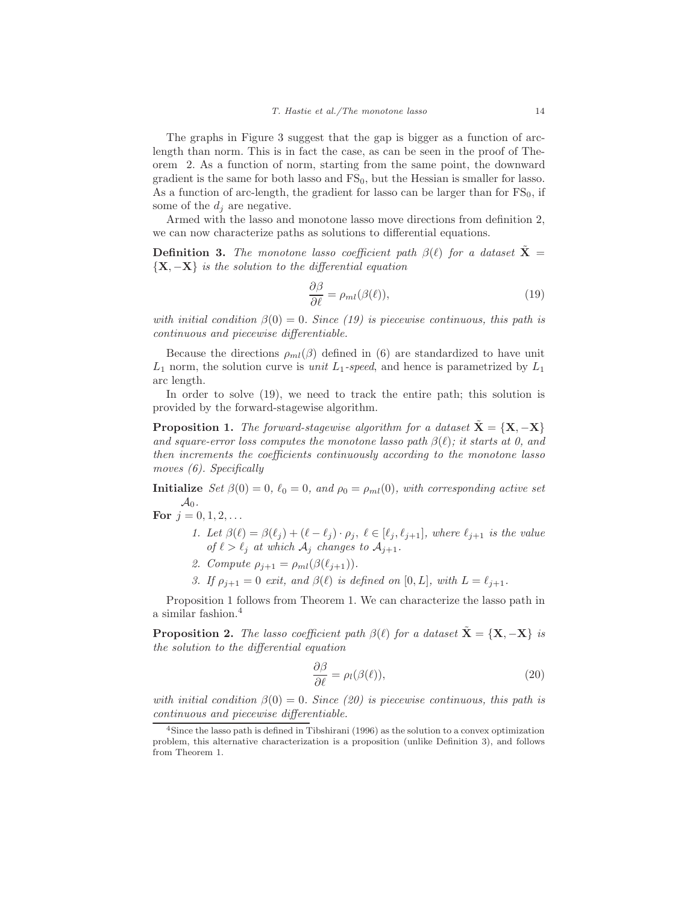The graphs in Figure 3 suggest that the gap is bigger as a function of arc-length than norm. This is in fact the case, as can be seen in the proof of Theorem 2. As a function of norm, starting from the same point, the downward gradient is the same for both lasso and $\text{FS}_0$, but the Hessian is smaller for lasso. As a function of arc-length, the gradient for lasso can be larger than for $\text{FS}_0$, if some of the $d_j$ are negative.

Armed with the lasso and monotone lasso move directions from definition 2, we can now characterize paths as solutions to differential equations.

**Definition 3.** *The monotone lasso coefficient path $\beta(\ell)$ for a dataset $\tilde{\mathbf{X}} = \{\mathbf{X}, -\mathbf{X}\}$ is the solution to the differential equation*

$$\frac{\partial \beta}{\partial \ell} = \rho_{ml}(\beta(\ell)), \tag{19}$$

*with initial condition $\beta(0) = 0$. Since (19) is piecewise continuous, this path is continuous and piecewise differentiable.*

Because the directions $\rho_{ml}(\beta)$ defined in (6) are standardized to have unit $L_1$ norm, the solution curve is *unit $L_1$-speed*, and hence is parametrized by $L_1$ arc length.

In order to solve (19), we need to track the entire path; this solution is provided by the forward-stagewise algorithm.

**Proposition 1.** *The forward-stagewise algorithm for a dataset $\tilde{\mathbf{X}} = \{\mathbf{X}, -\mathbf{X}\}$ and square-error loss computes the monotone lasso path $\beta(\ell)$; it starts at 0, and then increments the coefficients continuously according to the monotone lasso moves (6). Specifically*

**Initialize** *Set $\beta(0) = 0$, $\ell_0 = 0$, and $\rho_0 = \rho_{ml}(0)$, with corresponding active set $\mathcal{A}_0$.*

**For** $j = 0, 1, 2, \ldots$

1. *Let $\beta(\ell) = \beta(\ell_j) + (\ell - \ell_j) \cdot \rho_j$, $\ell \in [\ell_j, \ell_{j+1}]$, where $\ell_{j+1}$ is the value of $\ell > \ell_j$ at which $\mathcal{A}_j$ changes to $\mathcal{A}_{j+1}$.*
2. *Compute $\rho_{j+1} = \rho_{ml}(\beta(\ell_{j+1}))$.*
3. *If $\rho_{j+1} = 0$ exit, and $\beta(\ell)$ is defined on $[0, L]$, with $L = \ell_{j+1}$.*

Proposition 1 follows from Theorem 1. We can characterize the lasso path in a similar fashion.[4]

**Proposition 2.** *The lasso coefficient path $\beta(\ell)$ for a dataset $\tilde{\mathbf{X}} = \{\mathbf{X}, -\mathbf{X}\}$ is the solution to the differential equation*

$$\frac{\partial \beta}{\partial \ell} = \rho_l(\beta(\ell)), \tag{20}$$

*with initial condition $\beta(0) = 0$. Since (20) is piecewise continuous, this path is continuous and piecewise differentiable.*

[4] Since the lasso path is defined in Tibshirani (1996) as the solution to a convex optimization problem, this alternative characterization is a proposition (unlike Definition 3), and follows from Theorem 1.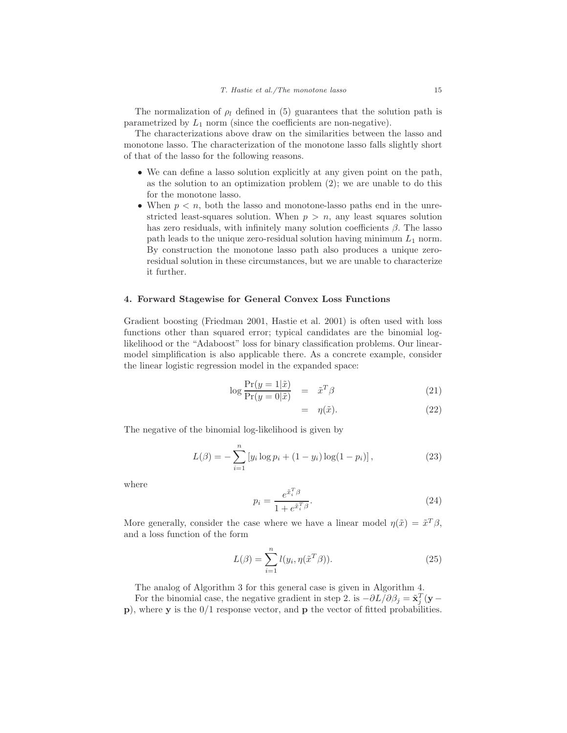The normalization of $\rho_l$ defined in (5) guarantees that the solution path is parametrized by $L_1$ norm (since the coefficients are non-negative).

The characterizations above draw on the similarities between the lasso and monotone lasso. The characterization of the monotone lasso falls slightly short of that of the lasso for the following reasons.

- We can define a lasso solution explicitly at any given point on the path, as the solution to an optimization problem (2); we are unable to do this for the monotone lasso.
- When $p < n$, both the lasso and monotone-lasso paths end in the unrestricted least-squares solution. When $p > n$, any least squares solution has zero residuals, with infinitely many solution coefficients $\beta$. The lasso path leads to the unique zero-residual solution having minimum $L_1$ norm. By construction the monotone lasso path also produces a unique zero-residual solution in these circumstances, but we are unable to characterize it further.

## 4. Forward Stagewise for General Convex Loss Functions

Gradient boosting (Friedman 2001, Hastie et al. 2001) is often used with loss functions other than squared error; typical candidates are the binomial log-likelihood or the "Adaboost" loss for binary classification problems. Our linear-model simplification is also applicable there. As a concrete example, consider the linear logistic regression model in the expanded space:

$$\log \frac{\Pr(y=1|\tilde{x})}{\Pr(y=0|\tilde{x})} = \tilde{x}^T \beta \tag{21}$$

$$= \eta(\tilde{x}). \tag{22}$$

The negative of the binomial log-likelihood is given by

$$L(\beta) = -\sum_{i=1}^{n} \left[ y_i \log p_i + (1-y_i)\log(1-p_i) \right], \tag{23}$$

where

$$p_i = \frac{e^{\tilde{x}_i^T \beta}}{1 + e^{\tilde{x}_i^T \beta}}. \tag{24}$$

More generally, consider the case where we have a linear model $\eta(\tilde{x}) = \tilde{x}^T \beta$, and a loss function of the form

$$L(\beta) = \sum_{i=1}^{n} l(y_i, \eta(\tilde{x}^T \beta)). \tag{25}$$

The analog of Algorithm 3 for this general case is given in Algorithm 4.

For the binomial case, the negative gradient in step 2. is $-\partial L/\partial \beta_j = \tilde{\mathbf{x}}_j^T(\mathbf{y} - \mathbf{p})$, where $\mathbf{y}$ is the 0/1 response vector, and $\mathbf{p}$ the vector of fitted probabilities.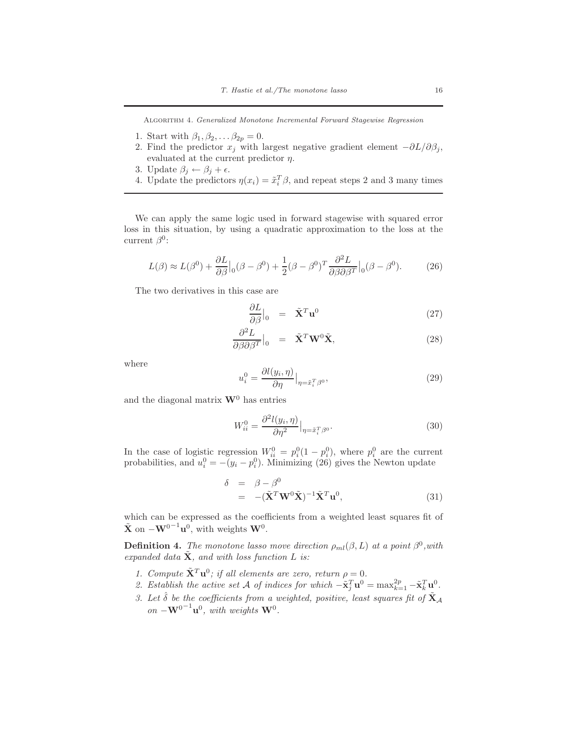Algorithm 4. *Generalized Monotone Incremental Forward Stagewise Regression*

1. Start with $\beta_1, \beta_2, \ldots \beta_{2p} = 0$.
2. Find the predictor $x_j$ with largest negative gradient element $-\partial L/\partial \beta_j$, evaluated at the current predictor $\eta$.
3. Update $\beta_j \leftarrow \beta_j + \epsilon$.
4. Update the predictors $\eta(x_i) = \tilde{x}_i^T \beta$, and repeat steps 2 and 3 many times

We can apply the same logic used in forward stagewise with squared error loss in this situation, by using a quadratic approximation to the loss at the current $\beta^0$:

$$L(\beta) \approx L(\beta^0) + \frac{\partial L}{\partial \beta}\Big|_0 (\beta - \beta^0) + \frac{1}{2}(\beta - \beta^0)^T \frac{\partial^2 L}{\partial \beta \partial \beta^T}\Big|_0 (\beta - \beta^0). \tag{26}$$

The two derivatives in this case are

$$\frac{\partial L}{\partial \beta}\Big|_0 = \tilde{\mathbf{X}}^T \mathbf{u}^0 \tag{27}$$

$$\frac{\partial^2 L}{\partial \beta \partial \beta^T}\Big|_0 = \tilde{\mathbf{X}}^T \mathbf{W}^0 \tilde{\mathbf{X}}, \tag{28}$$

where

$$u_i^0 = \frac{\partial l(y_i, \eta)}{\partial \eta}\Big|_{\eta = \tilde{x}_i^T \beta^0}, \tag{29}$$

and the diagonal matrix $\mathbf{W}^0$ has entries

$$W_{ii}^0 = \frac{\partial^2 l(y_i, \eta)}{\partial \eta^2}\Big|_{\eta = \tilde{x}_i^T \beta^0}. \tag{30}$$

In the case of logistic regression $W_{ii}^0 = p_i^0(1 - p_i^0)$, where $p_i^0$ are the current probabilities, and $u_i^0 = -(y_i - p_i^0)$. Minimizing (26) gives the Newton update

$$\begin{aligned} \delta &= \beta - \beta^0 \\ &= -(\tilde{\mathbf{X}}^T \mathbf{W}^0 \tilde{\mathbf{X}})^{-1} \tilde{\mathbf{X}}^T \mathbf{u}^0, \end{aligned} \tag{31}$$

which can be expressed as the coefficients from a weighted least squares fit of $\tilde{\mathbf{X}}$ on $-{\mathbf{W}^0}^{-1}\mathbf{u}^0$, with weights $\mathbf{W}^0$.

**Definition 4.** *The monotone lasso move direction $\rho_{ml}(\beta, L)$ at a point $\beta^0$, with expanded data $\tilde{\mathbf{X}}$, and with loss function $L$ is:*

1. *Compute $\tilde{\mathbf{X}}^T \mathbf{u}^0$; if all elements are zero, return $\rho = 0$.*
2. *Establish the active set $\mathcal{A}$ of indices for which $-\tilde{\mathbf{x}}_j^T \mathbf{u}^0 = \max_{k=1}^{2p} -\tilde{\mathbf{x}}_k^T \mathbf{u}^0$.*
3. *Let $\hat{\delta}$ be the coefficients from a weighted, positive, least squares fit of $\tilde{\mathbf{X}}_{\mathcal{A}}$ on $-{\mathbf{W}^0}^{-1}\mathbf{u}^0$, with weights $\mathbf{W}^0$.*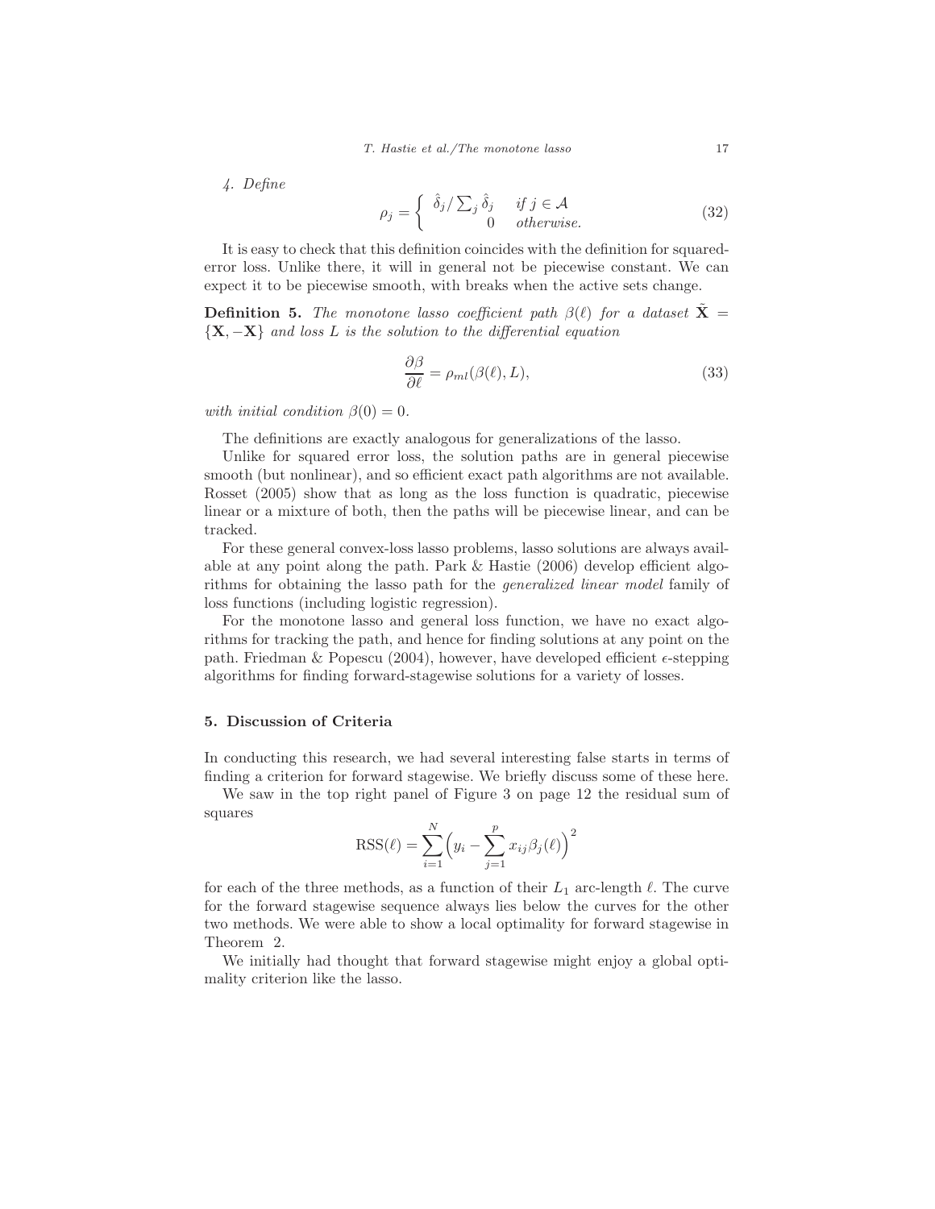*4. Define*

$$\rho_j = \begin{cases} \hat{\delta}_j / \sum_j \hat{\delta}_j & \text{if } j \in \mathcal{A} \\ 0 & \text{otherwise.} \end{cases} \tag{32}$$

It is easy to check that this definition coincides with the definition for squared-error loss. Unlike there, it will in general not be piecewise constant. We can expect it to be piecewise smooth, with breaks when the active sets change.

**Definition 5.** *The monotone lasso coefficient path $\beta(\ell)$ for a dataset $\tilde{\mathbf{X}} = \{\mathbf{X}, -\mathbf{X}\}$ and loss $L$ is the solution to the differential equation*

$$\frac{\partial \beta}{\partial \ell} = \rho_{ml}(\beta(\ell), L), \tag{33}$$

*with initial condition $\beta(0) = 0$.*

The definitions are exactly analogous for generalizations of the lasso.

Unlike for squared error loss, the solution paths are in general piecewise smooth (but nonlinear), and so efficient exact path algorithms are not available. Rosset (2005) show that as long as the loss function is quadratic, piecewise linear or a mixture of both, then the paths will be piecewise linear, and can be tracked.

For these general convex-loss lasso problems, lasso solutions are always available at any point along the path. Park & Hastie (2006) develop efficient algorithms for obtaining the lasso path for the *generalized linear model* family of loss functions (including logistic regression).

For the monotone lasso and general loss function, we have no exact algorithms for tracking the path, and hence for finding solutions at any point on the path. Friedman & Popescu (2004), however, have developed efficient $\epsilon$-stepping algorithms for finding forward-stagewise solutions for a variety of losses.

## 5. Discussion of Criteria

In conducting this research, we had several interesting false starts in terms of finding a criterion for forward stagewise. We briefly discuss some of these here.

We saw in the top right panel of Figure 3 on page 12 the residual sum of squares

$$\text{RSS}(\ell) = \sum_{i=1}^{N} \Big( y_i - \sum_{j=1}^{p} x_{ij} \beta_j(\ell) \Big)^2$$

for each of the three methods, as a function of their $L_1$ arc-length $\ell$. The curve for the forward stagewise sequence always lies below the curves for the other two methods. We were able to show a local optimality for forward stagewise in Theorem 2.

We initially had thought that forward stagewise might enjoy a global optimality criterion like the lasso.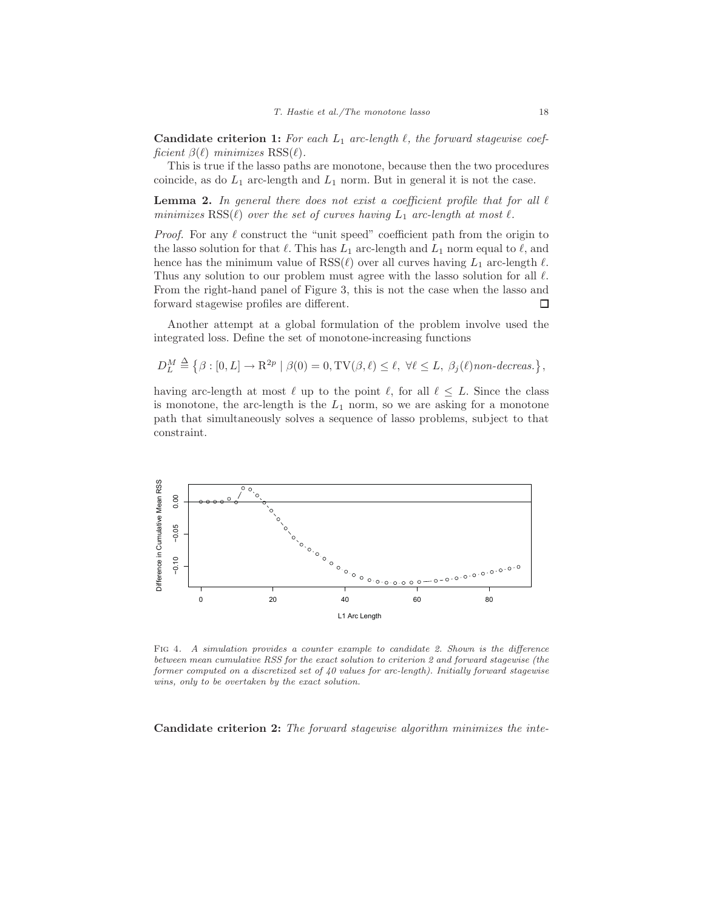**Candidate criterion 1:** *For each $L_1$ arc-length $\ell$, the forward stagewise coefficient $\beta(\ell)$ minimizes* $\text{RSS}(\ell)$.

This is true if the lasso paths are monotone, because then the two procedures coincide, as do $L_1$ arc-length and $L_1$ norm. But in general it is not the case.

**Lemma 2.** *In general there does not exist a coefficient profile that for all $\ell$ minimizes $\text{RSS}(\ell)$ over the set of curves having $L_1$ arc-length at most $\ell$.*

*Proof.* For any $\ell$ construct the "unit speed" coefficient path from the origin to the lasso solution for that $\ell$. This has $L_1$ arc-length and $L_1$ norm equal to $\ell$, and hence has the minimum value of $\text{RSS}(\ell)$ over all curves having $L_1$ arc-length $\ell$. Thus any solution to our problem must agree with the lasso solution for all $\ell$. From the right-hand panel of Figure 3, this is not the case when the lasso and forward stagewise profiles are different. ☐

Another attempt at a global formulation of the problem involve used the integrated loss. Define the set of monotone-increasing functions

$$D_L^M \triangleq \left\{\beta : [0, L] \to \mathrm{R}^{2p} \mid \beta(0) = 0, \mathrm{TV}(\beta, \ell) \leq \ell,\ \forall \ell \leq L,\ \beta_j(\ell) \textit{non-decreas.}\right\},$$

having arc-length at most $\ell$ up to the point $\ell$, for all $\ell \leq L$. Since the class is monotone, the arc-length is the $L_1$ norm, so we are asking for a monotone path that simultaneously solves a sequence of lasso problems, subject to that constraint.

FIG 4. *A simulation provides a counter example to candidate 2. Shown is the difference between mean cumulative RSS for the exact solution to criterion 2 and forward stagewise (the former computed on a discretized set of 40 values for arc-length). Initially forward stagewise wins, only to be overtaken by the exact solution.*

**Candidate criterion 2:** *The forward stagewise algorithm minimizes the inte-*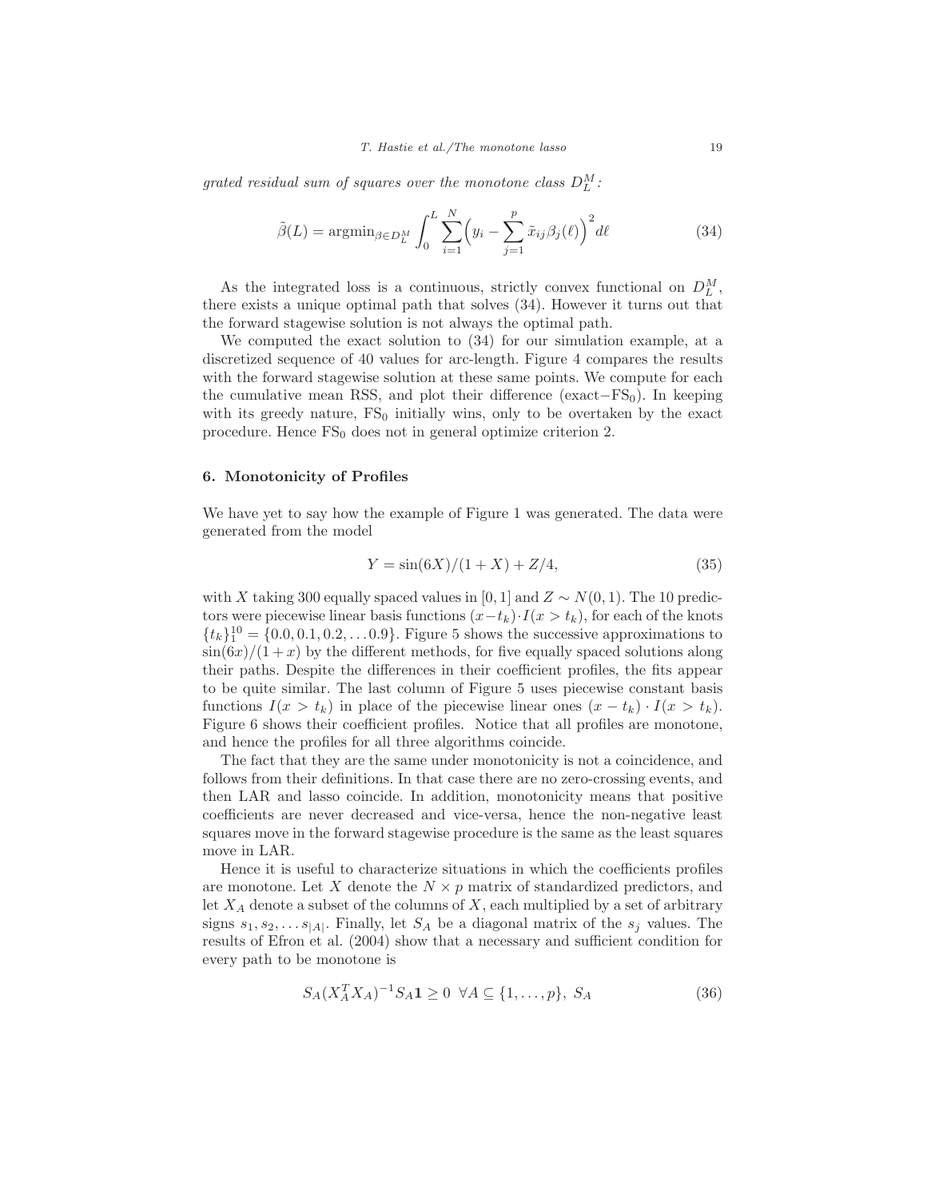*grated residual sum of squares over the monotone class $D_L^M$:*

$$\tilde{\beta}(L) = \text{argmin}_{\beta \in D_L^M} \int_0^L \sum_{i=1}^N \Big( y_i - \sum_{j=1}^p \tilde{x}_{ij} \beta_j(\ell) \Big)^2 d\ell \tag{34}$$

As the integrated loss is a continuous, strictly convex functional on $D_L^M$, there exists a unique optimal path that solves (34). However it turns out that the forward stagewise solution is not always the optimal path.

We computed the exact solution to (34) for our simulation example, at a discretized sequence of 40 values for arc-length. Figure 4 compares the results with the forward stagewise solution at these same points. We compute for each the cumulative mean RSS, and plot their difference (exact$-$FS$_0$). In keeping with its greedy nature, FS$_0$ initially wins, only to be overtaken by the exact procedure. Hence FS$_0$ does not in general optimize criterion 2.

## 6. Monotonicity of Profiles

We have yet to say how the example of Figure 1 was generated. The data were generated from the model

$$Y = \sin(6X)/(1 + X) + Z/4, \tag{35}$$

with $X$ taking 300 equally spaced values in $[0, 1]$ and $Z \sim N(0, 1)$. The 10 predictors were piecewise linear basis functions $(x - t_k) \cdot I(x > t_k)$, for each of the knots $\{t_k\}_1^{10} = \{0.0, 0.1, 0.2, \ldots 0.9\}$. Figure 5 shows the successive approximations to $\sin(6x)/(1 + x)$ by the different methods, for five equally spaced solutions along their paths. Despite the differences in their coefficient profiles, the fits appear to be quite similar. The last column of Figure 5 uses piecewise constant basis functions $I(x > t_k)$ in place of the piecewise linear ones $(x - t_k) \cdot I(x > t_k)$. Figure 6 shows their coefficient profiles. Notice that all profiles are monotone, and hence the profiles for all three algorithms coincide.

The fact that they are the same under monotonicity is not a coincidence, and follows from their definitions. In that case there are no zero-crossing events, and then LAR and lasso coincide. In addition, monotonicity means that positive coefficients are never decreased and vice-versa, hence the non-negative least squares move in the forward stagewise procedure is the same as the least squares move in LAR.

Hence it is useful to characterize situations in which the coefficients profiles are monotone. Let $X$ denote the $N \times p$ matrix of standardized predictors, and let $X_A$ denote a subset of the columns of $X$, each multiplied by a set of arbitrary signs $s_1, s_2, \ldots s_{|A|}$. Finally, let $S_A$ be a diagonal matrix of the $s_j$ values. The results of Efron et al. (2004) show that a necessary and sufficient condition for every path to be monotone is

$$S_A (X_A^T X_A)^{-1} S_A \mathbf{1} \geq 0 \;\; \forall A \subseteq \{1, \ldots, p\}, \; S_A \tag{36}$$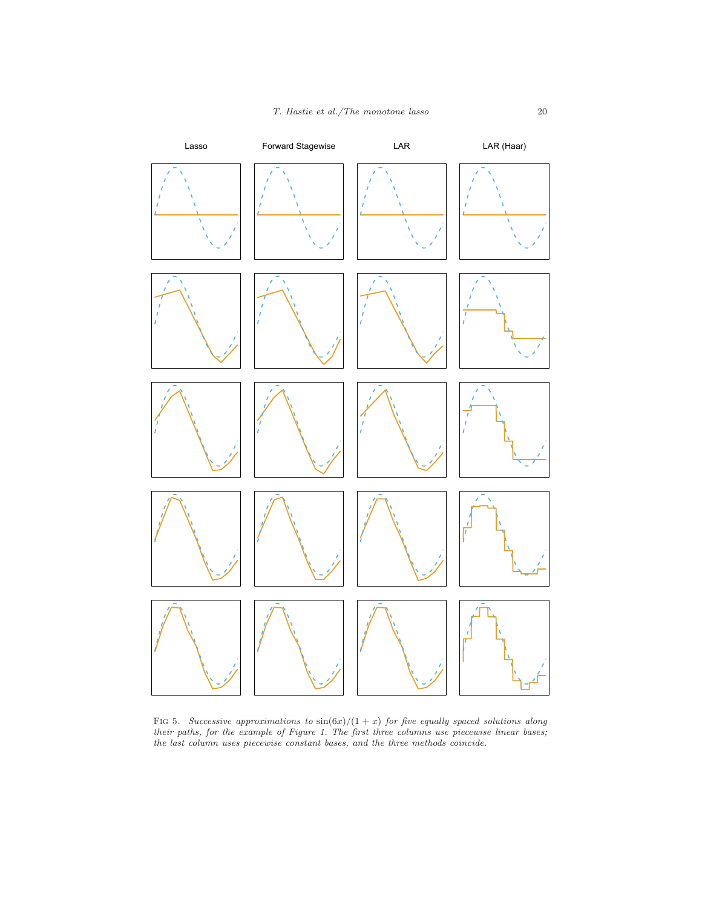Lasso | Forward Stagewise | LAR | LAR (Haar)

Fig 5. *Successive approximations to* $\sin(6x)/(1+x)$ *for five equally spaced solutions along their paths, for the example of Figure 1. The first three columns use piecewise linear bases; the last column uses piecewise constant bases, and the three methods coincide.*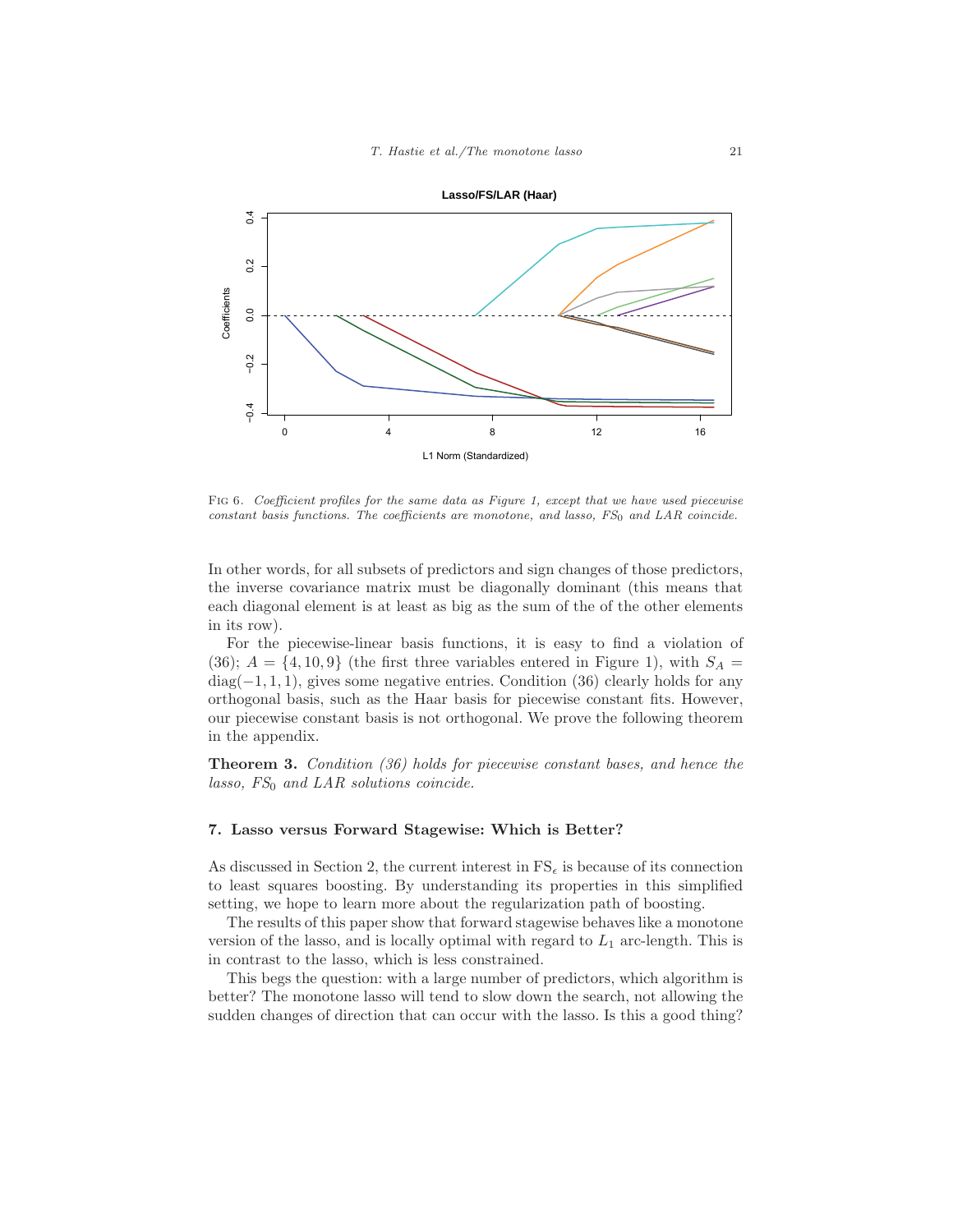Fig 6. *Coefficient profiles for the same data as Figure 1, except that we have used piecewise constant basis functions. The coefficients are monotone, and lasso, $FS_0$ and LAR coincide.*

In other words, for all subsets of predictors and sign changes of those predictors, the inverse covariance matrix must be diagonally dominant (this means that each diagonal element is at least as big as the sum of the of the other elements in its row).

For the piecewise-linear basis functions, it is easy to find a violation of (36); $A = \{4, 10, 9\}$ (the first three variables entered in Figure 1), with $S_A = \text{diag}(-1, 1, 1)$, gives some negative entries. Condition (36) clearly holds for any orthogonal basis, such as the Haar basis for piecewise constant fits. However, our piecewise constant basis is not orthogonal. We prove the following theorem in the appendix.

**Theorem 3.** *Condition (36) holds for piecewise constant bases, and hence the lasso, $FS_0$ and LAR solutions coincide.*

## 7. Lasso versus Forward Stagewise: Which is Better?

As discussed in Section 2, the current interest in $\text{FS}_\epsilon$ is because of its connection to least squares boosting. By understanding its properties in this simplified setting, we hope to learn more about the regularization path of boosting.

The results of this paper show that forward stagewise behaves like a monotone version of the lasso, and is locally optimal with regard to $L_1$ arc-length. This is in contrast to the lasso, which is less constrained.

This begs the question: with a large number of predictors, which algorithm is better? The monotone lasso will tend to slow down the search, not allowing the sudden changes of direction that can occur with the lasso. Is this a good thing?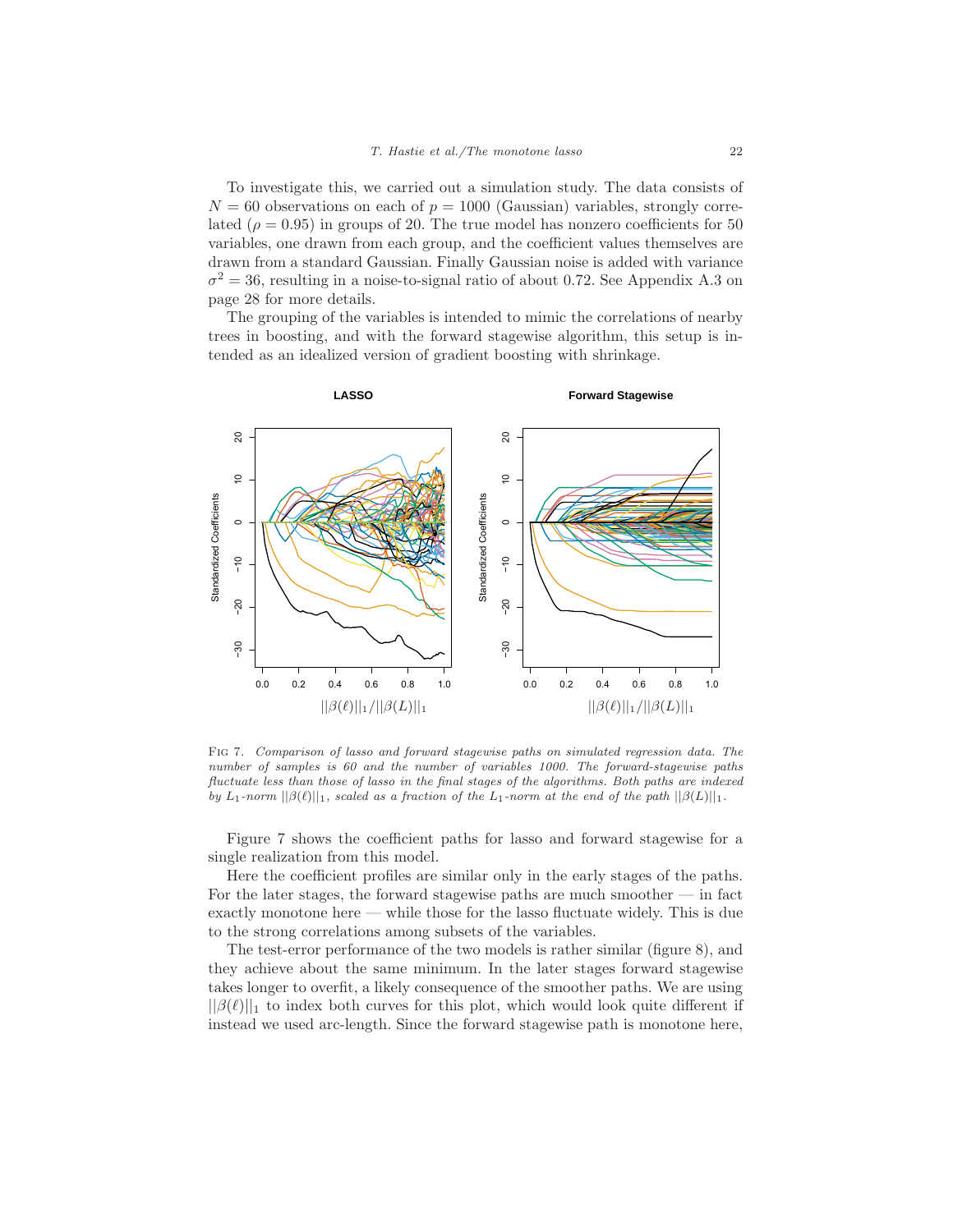To investigate this, we carried out a simulation study. The data consists of $N = 60$ observations on each of $p = 1000$ (Gaussian) variables, strongly correlated ($\rho = 0.95$) in groups of 20. The true model has nonzero coefficients for 50 variables, one drawn from each group, and the coefficient values themselves are drawn from a standard Gaussian. Finally Gaussian noise is added with variance $\sigma^2 = 36$, resulting in a noise-to-signal ratio of about 0.72. See Appendix A.3 on page 28 for more details.

The grouping of the variables is intended to mimic the correlations of nearby trees in boosting, and with the forward stagewise algorithm, this setup is intended as an idealized version of gradient boosting with shrinkage.

Fig 7. *Comparison of lasso and forward stagewise paths on simulated regression data. The number of samples is 60 and the number of variables 1000. The forward-stagewise paths fluctuate less than those of lasso in the final stages of the algorithms. Both paths are indexed by $L_1$-norm $||\beta(\ell)||_1$, scaled as a fraction of the $L_1$-norm at the end of the path $||\beta(L)||_1$.*

Figure 7 shows the coefficient paths for lasso and forward stagewise for a single realization from this model.

Here the coefficient profiles are similar only in the early stages of the paths. For the later stages, the forward stagewise paths are much smoother — in fact exactly monotone here — while those for the lasso fluctuate widely. This is due to the strong correlations among subsets of the variables.

The test-error performance of the two models is rather similar (figure 8), and they achieve about the same minimum. In the later stages forward stagewise takes longer to overfit, a likely consequence of the smoother paths. We are using $||\beta(\ell)||_1$ to index both curves for this plot, which would look quite different if instead we used arc-length. Since the forward stagewise path is monotone here,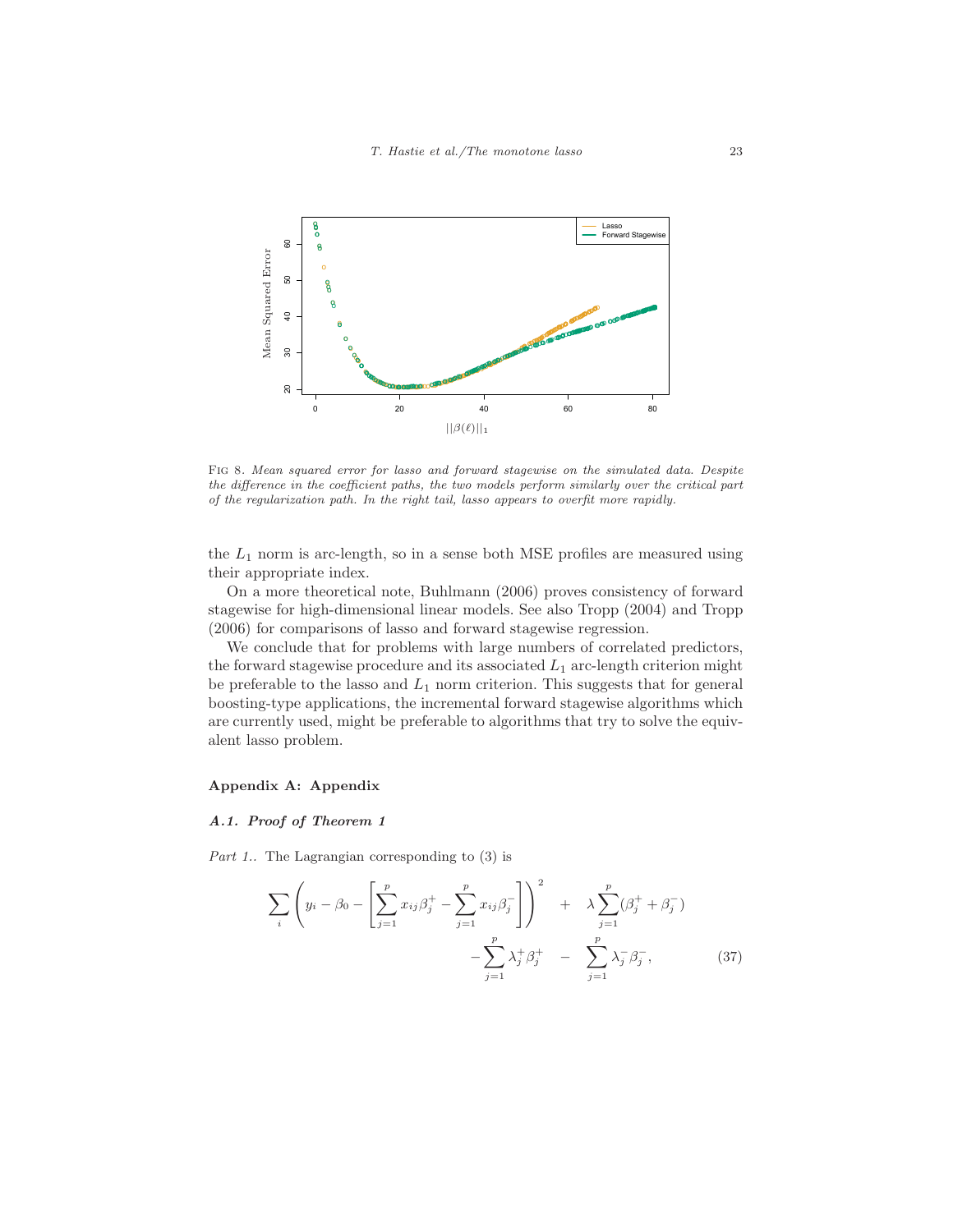FIG 8. *Mean squared error for lasso and forward stagewise on the simulated data. Despite the difference in the coefficient paths, the two models perform similarly over the critical part of the regularization path. In the right tail, lasso appears to overfit more rapidly.*

the $L_1$ norm is arc-length, so in a sense both MSE profiles are measured using their appropriate index.

On a more theoretical note, Buhlmann (2006) proves consistency of forward stagewise for high-dimensional linear models. See also Tropp (2004) and Tropp (2006) for comparisons of lasso and forward stagewise regression.

We conclude that for problems with large numbers of correlated predictors, the forward stagewise procedure and its associated $L_1$ arc-length criterion might be preferable to the lasso and $L_1$ norm criterion. This suggests that for general boosting-type applications, the incremental forward stagewise algorithms which are currently used, might be preferable to algorithms that try to solve the equivalent lasso problem.

## Appendix A: Appendix

### A.1. Proof of Theorem 1

*Part 1..* The Lagrangian corresponding to (3) is

$$\sum_i \left( y_i - \beta_0 - \left[ \sum_{j=1}^{p} x_{ij}\beta_j^+ - \sum_{j=1}^{p} x_{ij}\beta_j^- \right] \right)^2 \quad + \quad \lambda \sum_{j=1}^{p} (\beta_j^+ + \beta_j^-)$$
$$- \sum_{j=1}^{p} \lambda_j^+ \beta_j^+ \quad - \quad \sum_{j=1}^{p} \lambda_j^- \beta_j^-, \tag{37}$$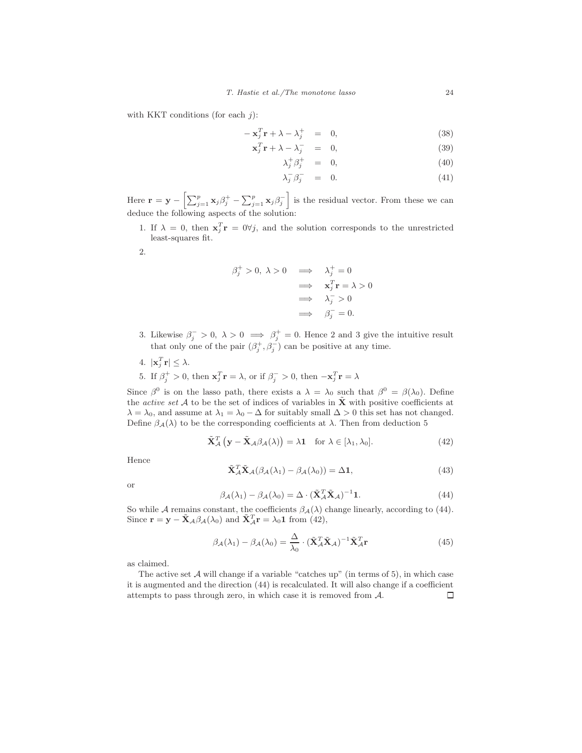with KKT conditions (for each $j$):

$$
\begin{aligned}
-\mathbf{x}_j^T\mathbf{r} + \lambda - \lambda_j^+ &= 0, &(38)\\
\mathbf{x}_j^T\mathbf{r} + \lambda - \lambda_j^- &= 0, &(39)\\
\lambda_j^+\beta_j^+ &= 0, &(40)\\
\lambda_j^-\beta_j^- &= 0. &(41)
\end{aligned}
$$

Here $\mathbf{r} = \mathbf{y} - \left[\sum_{j=1}^p \mathbf{x}_j\beta_j^+ - \sum_{j=1}^p \mathbf{x}_j\beta_j^-\right]$ is the residual vector. From these we can deduce the following aspects of the solution:

1. If $\lambda = 0$, then $\mathbf{x}_j^T\mathbf{r} = 0\forall j$, and the solution corresponds to the unrestricted least-squares fit.
2. $$
\begin{aligned}
\beta_j^+ > 0,\ \lambda > 0 &\implies \lambda_j^+ = 0\\
&\implies \mathbf{x}_j^T\mathbf{r} = \lambda > 0\\
&\implies \lambda_j^- > 0\\
&\implies \beta_j^- = 0.
\end{aligned}
$$
3. Likewise $\beta_j^- > 0,\ \lambda > 0 \implies \beta_j^+ = 0$. Hence 2 and 3 give the intuitive result that only one of the pair $(\beta_j^+, \beta_j^-)$ can be positive at any time.
4. $|\mathbf{x}_j^T\mathbf{r}| \leq \lambda$.
5. If $\beta_j^+ > 0$, then $\mathbf{x}_j^T\mathbf{r} = \lambda$, or if $\beta_j^- > 0$, then $-\mathbf{x}_j^T\mathbf{r} = \lambda$

Since $\beta^0$ is on the lasso path, there exists a $\lambda = \lambda_0$ such that $\beta^0 = \beta(\lambda_0)$. Define the *active set* $\mathcal{A}$ to be the set of indices of variables in $\tilde{\mathbf{X}}$ with positive coefficients at $\lambda = \lambda_0$, and assume at $\lambda_1 = \lambda_0 - \Delta$ for suitably small $\Delta > 0$ this set has not changed. Define $\beta_{\mathcal{A}}(\lambda)$ to be the corresponding coefficients at $\lambda$. Then from deduction 5

$$
\tilde{\mathbf{X}}_{\mathcal{A}}^T\left(\mathbf{y} - \tilde{\mathbf{X}}_{\mathcal{A}}\beta_{\mathcal{A}}(\lambda)\right) = \lambda\mathbf{1} \quad \text{for } \lambda \in [\lambda_1, \lambda_0]. \tag{42}
$$

Hence

$$
\tilde{\mathbf{X}}_{\mathcal{A}}^T\tilde{\mathbf{X}}_{\mathcal{A}}(\beta_{\mathcal{A}}(\lambda_1) - \beta_{\mathcal{A}}(\lambda_0)) = \Delta\mathbf{1}, \tag{43}
$$

or

$$
\beta_{\mathcal{A}}(\lambda_1) - \beta_{\mathcal{A}}(\lambda_0) = \Delta \cdot (\tilde{\mathbf{X}}_{\mathcal{A}}^T\tilde{\mathbf{X}}_{\mathcal{A}})^{-1}\mathbf{1}. \tag{44}
$$

So while $\mathcal{A}$ remains constant, the coefficients $\beta_{\mathcal{A}}(\lambda)$ change linearly, according to (44). Since $\mathbf{r} = \mathbf{y} - \tilde{\mathbf{X}}_{\mathcal{A}}\beta_{\mathcal{A}}(\lambda_0)$ and $\tilde{\mathbf{X}}_{\mathcal{A}}^T\mathbf{r} = \lambda_0\mathbf{1}$ from (42),

$$
\beta_{\mathcal{A}}(\lambda_1) - \beta_{\mathcal{A}}(\lambda_0) = \frac{\Delta}{\lambda_0} \cdot (\tilde{\mathbf{X}}_{\mathcal{A}}^T\tilde{\mathbf{X}}_{\mathcal{A}})^{-1}\tilde{\mathbf{X}}_{\mathcal{A}}^T\mathbf{r} \tag{45}
$$

as claimed.

The active set $\mathcal{A}$ will change if a variable "catches up" (in terms of 5), in which case it is augmented and the direction (44) is recalculated. It will also change if a coefficient attempts to pass through zero, in which case it is removed from $\mathcal{A}$. □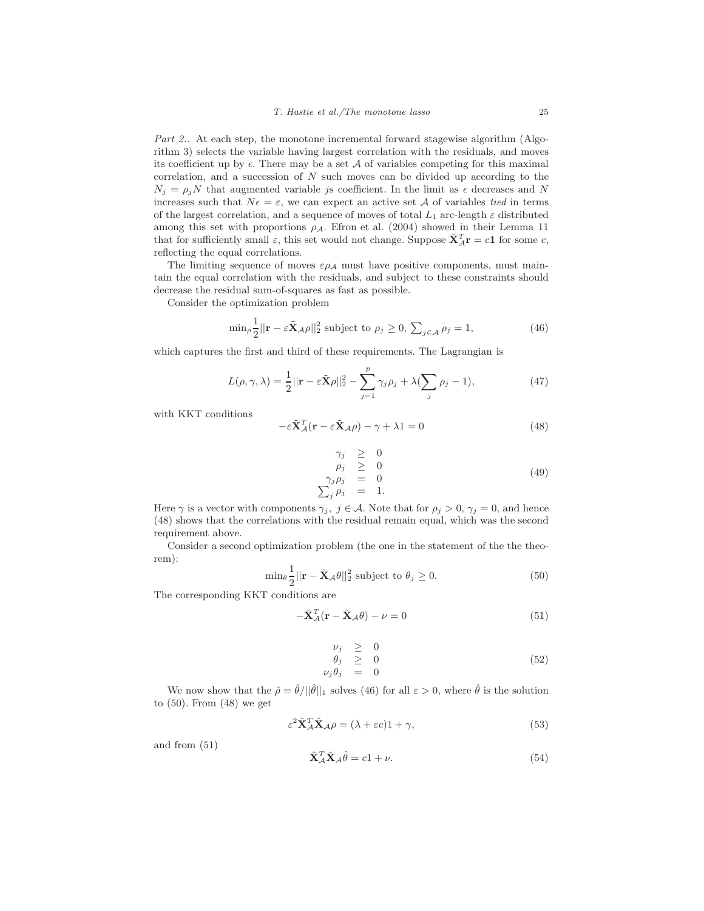*Part 2..* At each step, the monotone incremental forward stagewise algorithm (Algorithm 3) selects the variable having largest correlation with the residuals, and moves its coefficient up by $\epsilon$. There may be a set $\mathcal{A}$ of variables competing for this maximal correlation, and a succession of $N$ such moves can be divided up according to the $N_j = \rho_j N$ that augmented variable $j$s coefficient. In the limit as $\epsilon$ decreases and $N$ increases such that $N\epsilon = \varepsilon$, we can expect an active set $\mathcal{A}$ of variables *tied* in terms of the largest correlation, and a sequence of moves of total $L_1$ arc-length $\varepsilon$ distributed among this set with proportions $\rho_{\mathcal{A}}$. Efron et al. (2004) showed in their Lemma 11 that for sufficiently small $\varepsilon$, this set would not change. Suppose $\tilde{\mathbf{X}}_{\mathcal{A}}^T \mathbf{r} = c\mathbf{1}$ for some $c$, reflecting the equal correlations.

The limiting sequence of moves $\varepsilon\rho_{\mathcal{A}}$ must have positive components, must maintain the equal correlation with the residuals, and subject to these constraints should decrease the residual sum-of-squares as fast as possible.

Consider the optimization problem

$$\min_\rho \frac{1}{2}||\mathbf{r} - \varepsilon\tilde{\mathbf{X}}_{\mathcal{A}}\rho||_2^2 \text{ subject to } \rho_j \geq 0, \textstyle\sum_{j\in\mathcal{A}} \rho_j = 1, \tag{46}$$

which captures the first and third of these requirements. The Lagrangian is

$$L(\rho, \gamma, \lambda) = \frac{1}{2}||\mathbf{r} - \varepsilon\tilde{\mathbf{X}}\rho||_2^2 - \sum_{j=1}^{p} \gamma_j \rho_j + \lambda(\sum_j \rho_j - 1), \tag{47}$$

with KKT conditions

$$-\varepsilon\tilde{\mathbf{X}}_{\mathcal{A}}^T(\mathbf{r} - \varepsilon\tilde{\mathbf{X}}_{\mathcal{A}}\rho) - \gamma + \lambda 1 = 0 \tag{48}$$

$$\begin{array}{rcl} \gamma_j & \geq & 0 \\ \rho_j & \geq & 0 \\ \gamma_j \rho_j & = & 0 \\ \sum_j \rho_j & = & 1. \end{array} \tag{49}$$

Here $\gamma$ is a vector with components $\gamma_j$, $j \in \mathcal{A}$. Note that for $\rho_j > 0$, $\gamma_j = 0$, and hence (48) shows that the correlations with the residual remain equal, which was the second requirement above.

Consider a second optimization problem (the one in the statement of the the theorem):

$$\min_\theta \frac{1}{2}||\mathbf{r} - \tilde{\mathbf{X}}_{\mathcal{A}}\theta||_2^2 \text{ subject to } \theta_j \geq 0. \tag{50}$$

The corresponding KKT conditions are

$$-\tilde{\mathbf{X}}_{\mathcal{A}}^T(\mathbf{r} - \tilde{\mathbf{X}}_{\mathcal{A}}\theta) - \nu = 0 \tag{51}$$

$$\begin{array}{rcl} \nu_j & \geq & 0 \\ \theta_j & \geq & 0 \\ \nu_j \theta_j & = & 0 \end{array} \tag{52}$$

We now show that the $\hat{\rho} = \hat{\theta}/||\hat{\theta}||_1$ solves (46) for all $\varepsilon > 0$, where $\hat{\theta}$ is the solution to (50). From (48) we get

$$\varepsilon^2 \tilde{\mathbf{X}}_{\mathcal{A}}^T \tilde{\mathbf{X}}_{\mathcal{A}} \rho = (\lambda + \varepsilon c)1 + \gamma, \tag{53}$$

and from (51)

$$\tilde{\mathbf{X}}_{\mathcal{A}}^T \tilde{\mathbf{X}}_{\mathcal{A}} \hat{\theta} = c1 + \nu. \tag{54}$$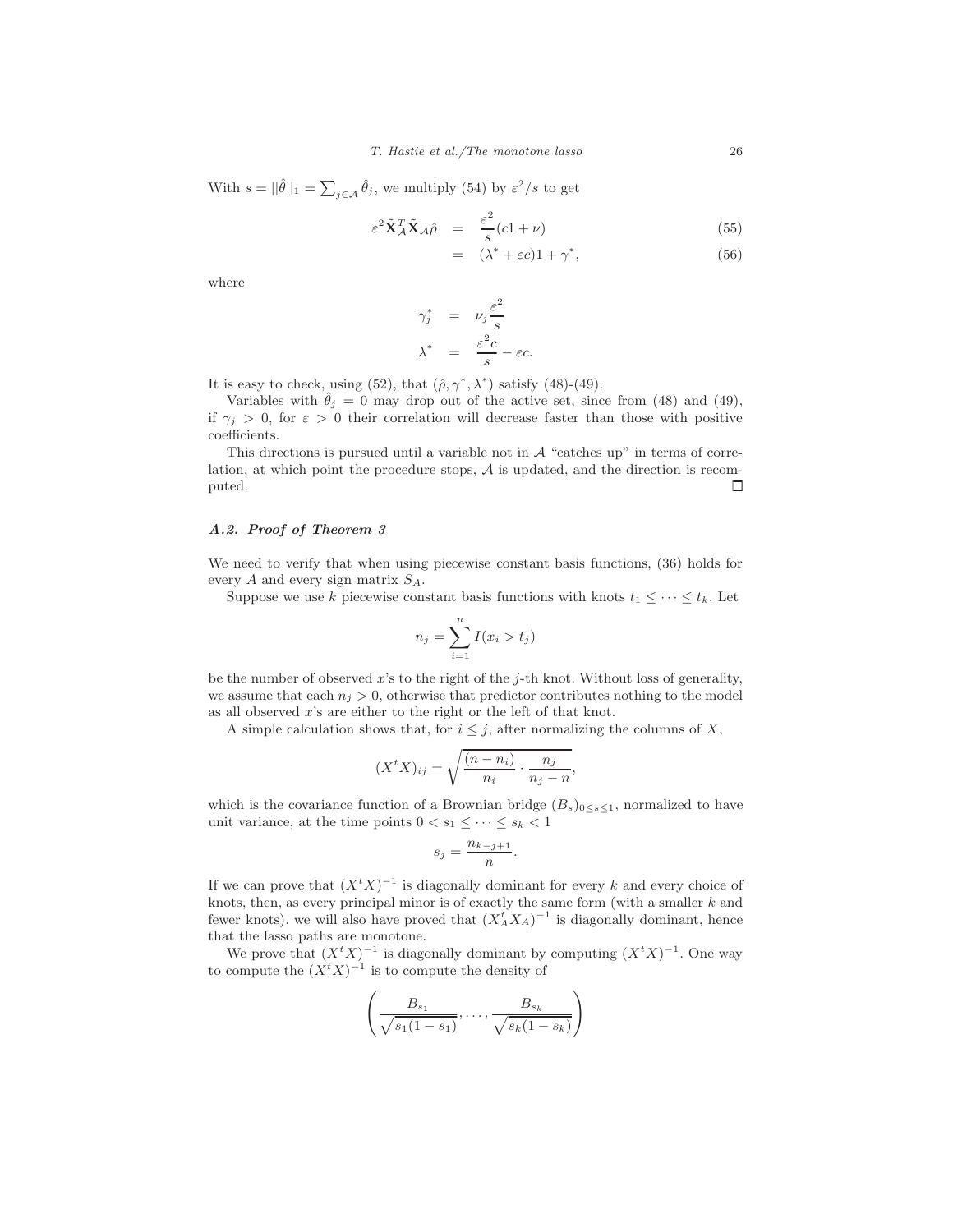With $s = ||\hat{\theta}||_1 = \sum_{j \in \mathcal{A}} \hat{\theta}_j$, we multiply (54) by $\varepsilon^2/s$ to get

$$
\begin{aligned}
\varepsilon^2 \tilde{\mathbf{X}}_{\mathcal{A}}^T \tilde{\mathbf{X}}_{\mathcal{A}} \hat{\rho} &= \frac{\varepsilon^2}{s}(c1 + \nu) & (55) \\
&= (\lambda^* + \varepsilon c)1 + \gamma^*, & (56)
\end{aligned}
$$

where

$$
\begin{aligned}
\gamma_j^* &= \nu_j \frac{\varepsilon^2}{s} \\
\lambda^* &= \frac{\varepsilon^2 c}{s} - \varepsilon c.
\end{aligned}
$$

It is easy to check, using (52), that $(\hat{\rho}, \gamma^*, \lambda^*)$ satisfy (48)-(49).

Variables with $\hat{\theta}_j = 0$ may drop out of the active set, since from (48) and (49), if $\gamma_j > 0$, for $\varepsilon > 0$ their correlation will decrease faster than those with positive coefficients.

This directions is pursued until a variable not in $\mathcal{A}$ "catches up" in terms of correlation, at which point the procedure stops, $\mathcal{A}$ is updated, and the direction is recomputed. □

### *A.2. Proof of Theorem 3*

We need to verify that when using piecewise constant basis functions, (36) holds for every $A$ and every sign matrix $S_A$.

Suppose we use $k$ piecewise constant basis functions with knots $t_1 \leq \cdots \leq t_k$. Let

$$
n_j = \sum_{i=1}^{n} I(x_i > t_j)
$$

be the number of observed $x$'s to the right of the $j$-th knot. Without loss of generality, we assume that each $n_j > 0$, otherwise that predictor contributes nothing to the model as all observed $x$'s are either to the right or the left of that knot.

A simple calculation shows that, for $i \leq j$, after normalizing the columns of $X$,

$$
(X^t X)_{ij} = \sqrt{\frac{(n - n_i)}{n_i} \cdot \frac{n_j}{n_j - n}},
$$

which is the covariance function of a Brownian bridge $(B_s)_{0 \leq s \leq 1}$, normalized to have unit variance, at the time points $0 < s_1 \leq \cdots \leq s_k < 1$

$$
s_j = \frac{n_{k-j+1}}{n}.
$$

If we can prove that $(X^t X)^{-1}$ is diagonally dominant for every $k$ and every choice of knots, then, as every principal minor is of exactly the same form (with a smaller $k$ and fewer knots), we will also have proved that $(X_A^t X_A)^{-1}$ is diagonally dominant, hence that the lasso paths are monotone.

We prove that $(X^t X)^{-1}$ is diagonally dominant by computing $(X^t X)^{-1}$. One way to compute the $(X^t X)^{-1}$ is to compute the density of

$$
\left( \frac{B_{s_1}}{\sqrt{s_1(1 - s_1)}}, \ldots, \frac{B_{s_k}}{\sqrt{s_k(1 - s_k)}} \right)
$$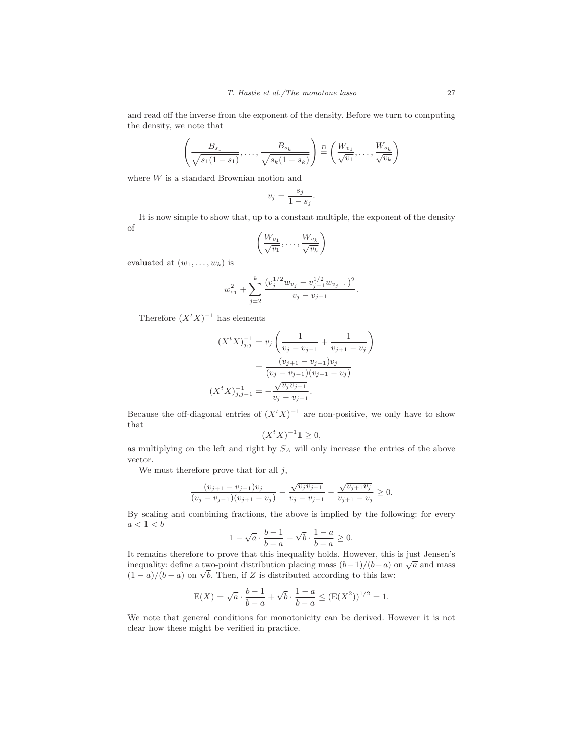and read off the inverse from the exponent of the density. Before we turn to computing the density, we note that

$$\left(\frac{B_{s_1}}{\sqrt{s_1(1-s_1)}}, \ldots, \frac{B_{s_k}}{\sqrt{s_k(1-s_k)}}\right) \stackrel{D}{=} \left(\frac{W_{v_1}}{\sqrt{v_1}}, \ldots, \frac{W_{s_k}}{\sqrt{v_k}}\right)$$

where $W$ is a standard Brownian motion and

$$v_j = \frac{s_j}{1-s_j}.$$

It is now simple to show that, up to a constant multiple, the exponent of the density of

$$\left(\frac{W_{v_1}}{\sqrt{v_1}}, \ldots, \frac{W_{v_k}}{\sqrt{v_k}}\right)$$

evaluated at $(w_1, \ldots, w_k)$ is

$$w_{s_1}^2 + \sum_{j=2}^{k} \frac{(v_j^{1/2} w_{v_j} - v_{j-1}^{1/2} w_{v_{j-1}})^2}{v_j - v_{j-1}}.$$

Therefore $(X^t X)^{-1}$ has elements

$$\begin{aligned}
(X^t X)^{-1}_{j,j} &= v_j \left(\frac{1}{v_j - v_{j-1}} + \frac{1}{v_{j+1} - v_j}\right) \\
&= \frac{(v_{j+1} - v_{j-1}) v_j}{(v_j - v_{j-1})(v_{j+1} - v_j)} \\
(X^t X)^{-1}_{j,j-1} &= -\frac{\sqrt{v_j v_{j-1}}}{v_j - v_{j-1}}.
\end{aligned}$$

Because the off-diagonal entries of $(X^t X)^{-1}$ are non-positive, we only have to show that

$$(X^t X)^{-1} \mathbf{1} \geq 0,$$

as multiplying on the left and right by $S_A$ will only increase the entries of the above vector.

We must therefore prove that for all $j$,

$$\frac{(v_{j+1} - v_{j-1}) v_j}{(v_j - v_{j-1})(v_{j+1} - v_j)} - \frac{\sqrt{v_j v_{j-1}}}{v_j - v_{j-1}} - \frac{\sqrt{v_{j+1} v_j}}{v_{j+1} - v_j} \geq 0.$$

By scaling and combining fractions, the above is implied by the following: for every $a < 1 < b$

$$1 - \sqrt{a} \cdot \frac{b-1}{b-a} - \sqrt{b} \cdot \frac{1-a}{b-a} \geq 0.$$

It remains therefore to prove that this inequality holds. However, this is just Jensen's inequality: define a two-point distribution placing mass $(b-1)/(b-a)$ on $\sqrt{a}$ and mass $(1-a)/(b-a)$ on $\sqrt{b}$. Then, if $Z$ is distributed according to this law:

$$\mathrm{E}(X) = \sqrt{a} \cdot \frac{b-1}{b-a} + \sqrt{b} \cdot \frac{1-a}{b-a} \leq (\mathrm{E}(X^2))^{1/2} = 1.$$

We note that general conditions for monotonicity can be derived. However it is not clear how these might be verified in practice.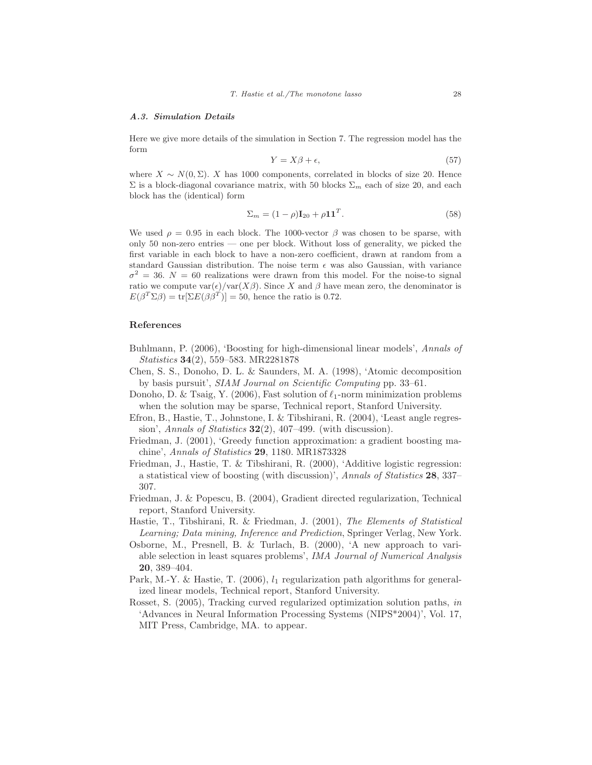### A.3. Simulation Details

Here we give more details of the simulation in Section 7. The regression model has the form

$$Y = X\beta + \epsilon, \tag{57}$$

where $X \sim N(0, \Sigma)$. $X$ has 1000 components, correlated in blocks of size 20. Hence $\Sigma$ is a block-diagonal covariance matrix, with 50 blocks $\Sigma_m$ each of size 20, and each block has the (identical) form

$$\Sigma_m = (1 - \rho)\mathbf{I}_{20} + \rho\mathbf{1}\mathbf{1}^T. \tag{58}$$

We used $\rho = 0.95$ in each block. The 1000-vector $\beta$ was chosen to be sparse, with only 50 non-zero entries — one per block. Without loss of generality, we picked the first variable in each block to have a non-zero coefficient, drawn at random from a standard Gaussian distribution. The noise term $\epsilon$ was also Gaussian, with variance $\sigma^2 = 36$. $N = 60$ realizations were drawn from this model. For the noise-to signal ratio we compute $\text{var}(\epsilon)/\text{var}(X\beta)$. Since $X$ and $\beta$ have mean zero, the denominator is $E(\beta^T\Sigma\beta) = \text{tr}[\Sigma E(\beta\beta^T)] = 50$, hence the ratio is 0.72.

## References

Buhlmann, P. (2006), 'Boosting for high-dimensional linear models', *Annals of Statistics* **34**(2), 559–583. MR2281878

Chen, S. S., Donoho, D. L. & Saunders, M. A. (1998), 'Atomic decomposition by basis pursuit', *SIAM Journal on Scientific Computing* pp. 33–61.

Donoho, D. & Tsaig, Y. (2006), Fast solution of $\ell_1$-norm minimization problems when the solution may be sparse, Technical report, Stanford University.

Efron, B., Hastie, T., Johnstone, I. & Tibshirani, R. (2004), 'Least angle regression', *Annals of Statistics* **32**(2), 407–499. (with discussion).

Friedman, J. (2001), 'Greedy function approximation: a gradient boosting machine', *Annals of Statistics* **29**, 1180. MR1873328

Friedman, J., Hastie, T. & Tibshirani, R. (2000), 'Additive logistic regression: a statistical view of boosting (with discussion)', *Annals of Statistics* **28**, 337–307.

Friedman, J. & Popescu, B. (2004), Gradient directed regularization, Technical report, Stanford University.

Hastie, T., Tibshirani, R. & Friedman, J. (2001), *The Elements of Statistical Learning; Data mining, Inference and Prediction*, Springer Verlag, New York.

Osborne, M., Presnell, B. & Turlach, B. (2000), 'A new approach to variable selection in least squares problems', *IMA Journal of Numerical Analysis* **20**, 389–404.

Park, M.-Y. & Hastie, T. (2006), $l_1$ regularization path algorithms for generalized linear models, Technical report, Stanford University.

Rosset, S. (2005), Tracking curved regularized optimization solution paths, *in* 'Advances in Neural Information Processing Systems (NIPS*2004)', Vol. 17, MIT Press, Cambridge, MA. to appear.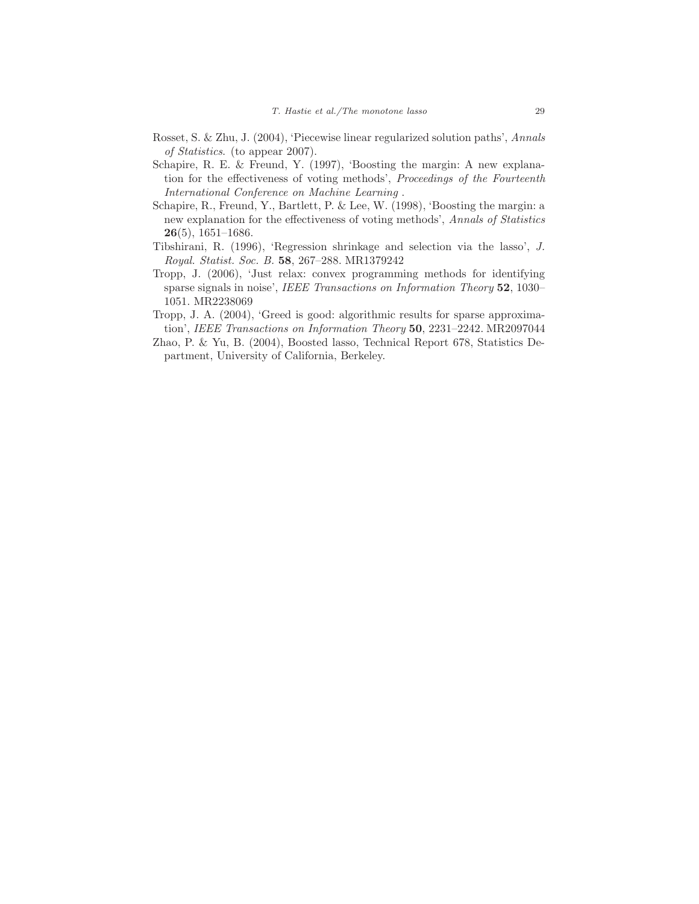Rosset, S. & Zhu, J. (2004), 'Piecewise linear regularized solution paths', *Annals of Statistics*. (to appear 2007).

Schapire, R. E. & Freund, Y. (1997), 'Boosting the margin: A new explanation for the effectiveness of voting methods', *Proceedings of the Fourteenth International Conference on Machine Learning* .

Schapire, R., Freund, Y., Bartlett, P. & Lee, W. (1998), 'Boosting the margin: a new explanation for the effectiveness of voting methods', *Annals of Statistics* **26**(5), 1651–1686.

Tibshirani, R. (1996), 'Regression shrinkage and selection via the lasso', *J. Royal. Statist. Soc. B.* **58**, 267–288. MR1379242

Tropp, J. (2006), 'Just relax: convex programming methods for identifying sparse signals in noise', *IEEE Transactions on Information Theory* **52**, 1030–1051. MR2238069

Tropp, J. A. (2004), 'Greed is good: algorithmic results for sparse approximation', *IEEE Transactions on Information Theory* **50**, 2231–2242. MR2097044

Zhao, P. & Yu, B. (2004), Boosted lasso, Technical Report 678, Statistics Department, University of California, Berkeley.